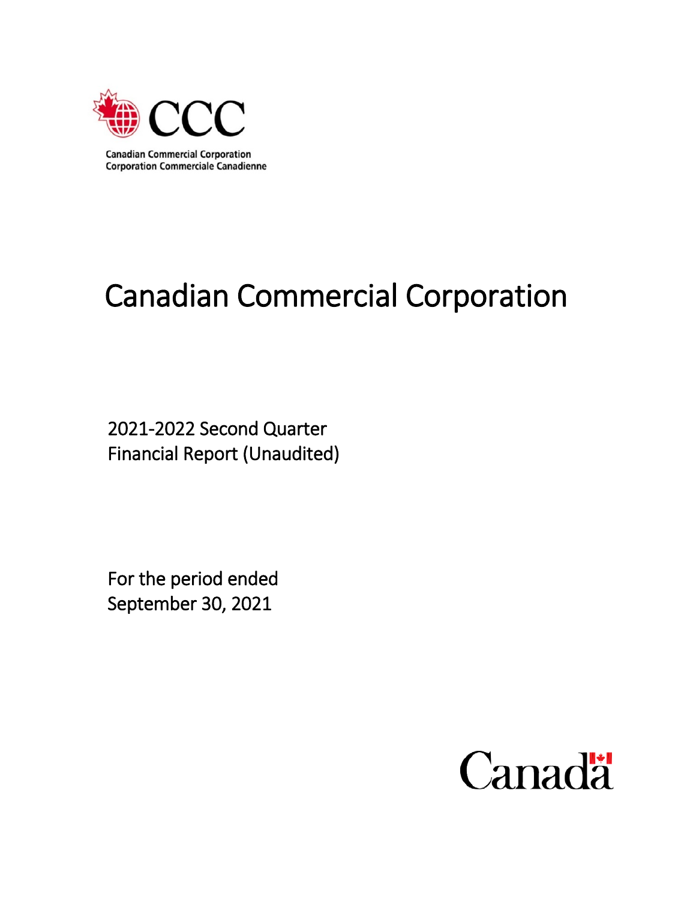CCC

Canadian Commercial Corporation
Corporation Commerciale Canadienne

# Canadian Commercial Corporation

2021-2022 Second Quarter
Financial Report (Unaudited)

For the period ended
September 30, 2021

Canada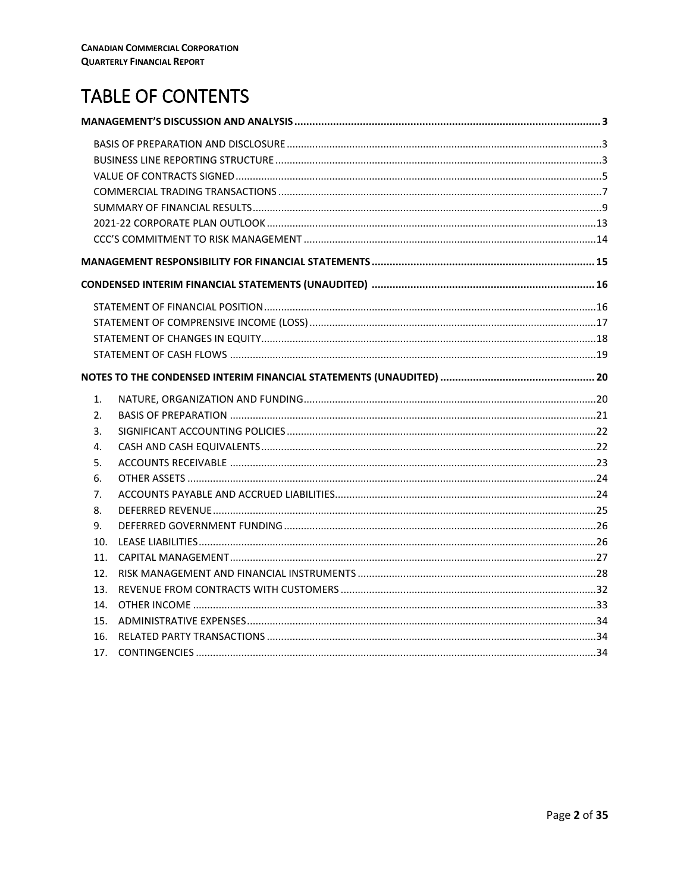# TABLE OF CONTENTS

**MANAGEMENT'S DISCUSSION AND ANALYSIS** ..... **3**

- BASIS OF PREPARATION AND DISCLOSURE ..... 3
- BUSINESS LINE REPORTING STRUCTURE ..... 3
- VALUE OF CONTRACTS SIGNED ..... 5
- COMMERCIAL TRADING TRANSACTIONS ..... 7
- SUMMARY OF FINANCIAL RESULTS ..... 9
- 2021-22 CORPORATE PLAN OUTLOOK ..... 13
- CCC'S COMMITMENT TO RISK MANAGEMENT ..... 14

**MANAGEMENT RESPONSIBILITY FOR FINANCIAL STATEMENTS** ..... **15**

**CONDENSED INTERIM FINANCIAL STATEMENTS (UNAUDITED)** ..... **16**

- STATEMENT OF FINANCIAL POSITION ..... 16
- STATEMENT OF COMPRENSIVE INCOME (LOSS) ..... 17
- STATEMENT OF CHANGES IN EQUITY ..... 18
- STATEMENT OF CASH FLOWS ..... 19

**NOTES TO THE CONDENSED INTERIM FINANCIAL STATEMENTS (UNAUDITED)** ..... **20**

1. NATURE, ORGANIZATION AND FUNDING ..... 20
2. BASIS OF PREPARATION ..... 21
3. SIGNIFICANT ACCOUNTING POLICIES ..... 22
4. CASH AND CASH EQUIVALENTS ..... 22
5. ACCOUNTS RECEIVABLE ..... 23
6. OTHER ASSETS ..... 24
7. ACCOUNTS PAYABLE AND ACCRUED LIABILITIES ..... 24
8. DEFERRED REVENUE ..... 25
9. DEFERRED GOVERNMENT FUNDING ..... 26
10. LEASE LIABILITIES ..... 26
11. CAPITAL MANAGEMENT ..... 27
12. RISK MANAGEMENT AND FINANCIAL INSTRUMENTS ..... 28
13. REVENUE FROM CONTRACTS WITH CUSTOMERS ..... 32
14. OTHER INCOME ..... 33
15. ADMINISTRATIVE EXPENSES ..... 34
16. RELATED PARTY TRANSACTIONS ..... 34
17. CONTINGENCIES ..... 34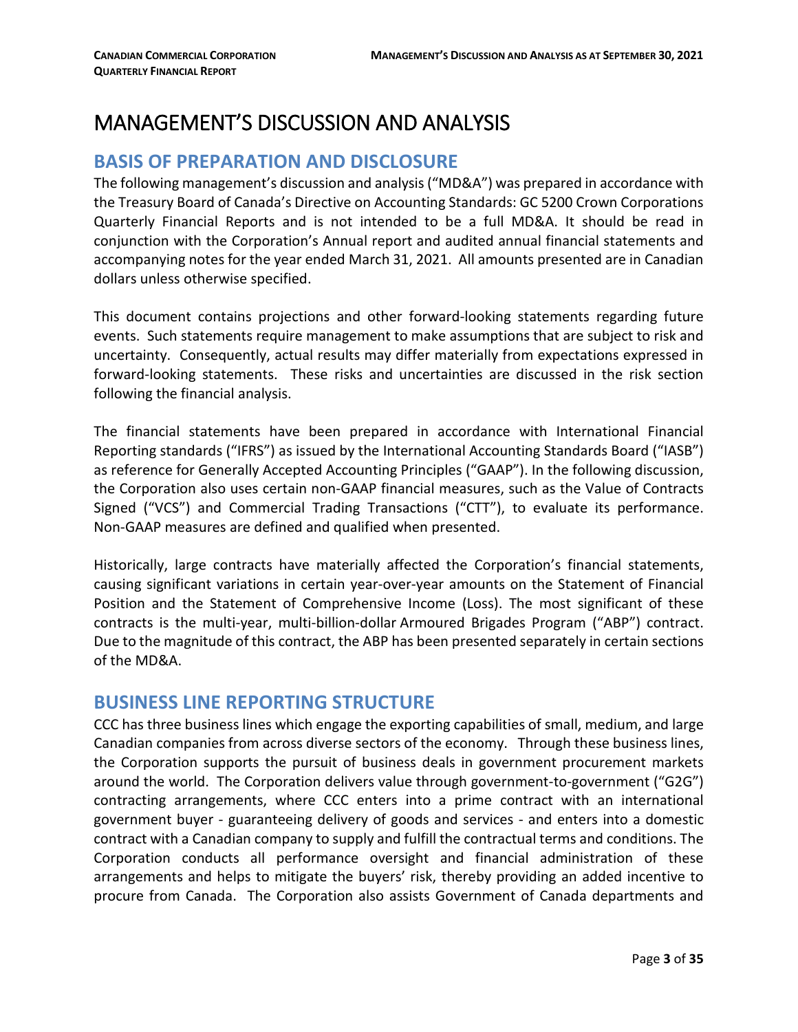# MANAGEMENT'S DISCUSSION AND ANALYSIS

## BASIS OF PREPARATION AND DISCLOSURE

The following management's discussion and analysis ("MD&A") was prepared in accordance with the Treasury Board of Canada's Directive on Accounting Standards: GC 5200 Crown Corporations Quarterly Financial Reports and is not intended to be a full MD&A. It should be read in conjunction with the Corporation's Annual report and audited annual financial statements and accompanying notes for the year ended March 31, 2021. All amounts presented are in Canadian dollars unless otherwise specified.

This document contains projections and other forward-looking statements regarding future events. Such statements require management to make assumptions that are subject to risk and uncertainty. Consequently, actual results may differ materially from expectations expressed in forward-looking statements. These risks and uncertainties are discussed in the risk section following the financial analysis.

The financial statements have been prepared in accordance with International Financial Reporting standards ("IFRS") as issued by the International Accounting Standards Board ("IASB") as reference for Generally Accepted Accounting Principles ("GAAP"). In the following discussion, the Corporation also uses certain non-GAAP financial measures, such as the Value of Contracts Signed ("VCS") and Commercial Trading Transactions ("CTT"), to evaluate its performance. Non-GAAP measures are defined and qualified when presented.

Historically, large contracts have materially affected the Corporation's financial statements, causing significant variations in certain year-over-year amounts on the Statement of Financial Position and the Statement of Comprehensive Income (Loss). The most significant of these contracts is the multi-year, multi-billion-dollar Armoured Brigades Program ("ABP") contract. Due to the magnitude of this contract, the ABP has been presented separately in certain sections of the MD&A.

## BUSINESS LINE REPORTING STRUCTURE

CCC has three business lines which engage the exporting capabilities of small, medium, and large Canadian companies from across diverse sectors of the economy. Through these business lines, the Corporation supports the pursuit of business deals in government procurement markets around the world. The Corporation delivers value through government-to-government ("G2G") contracting arrangements, where CCC enters into a prime contract with an international government buyer - guaranteeing delivery of goods and services - and enters into a domestic contract with a Canadian company to supply and fulfill the contractual terms and conditions. The Corporation conducts all performance oversight and financial administration of these arrangements and helps to mitigate the buyers' risk, thereby providing an added incentive to procure from Canada. The Corporation also assists Government of Canada departments and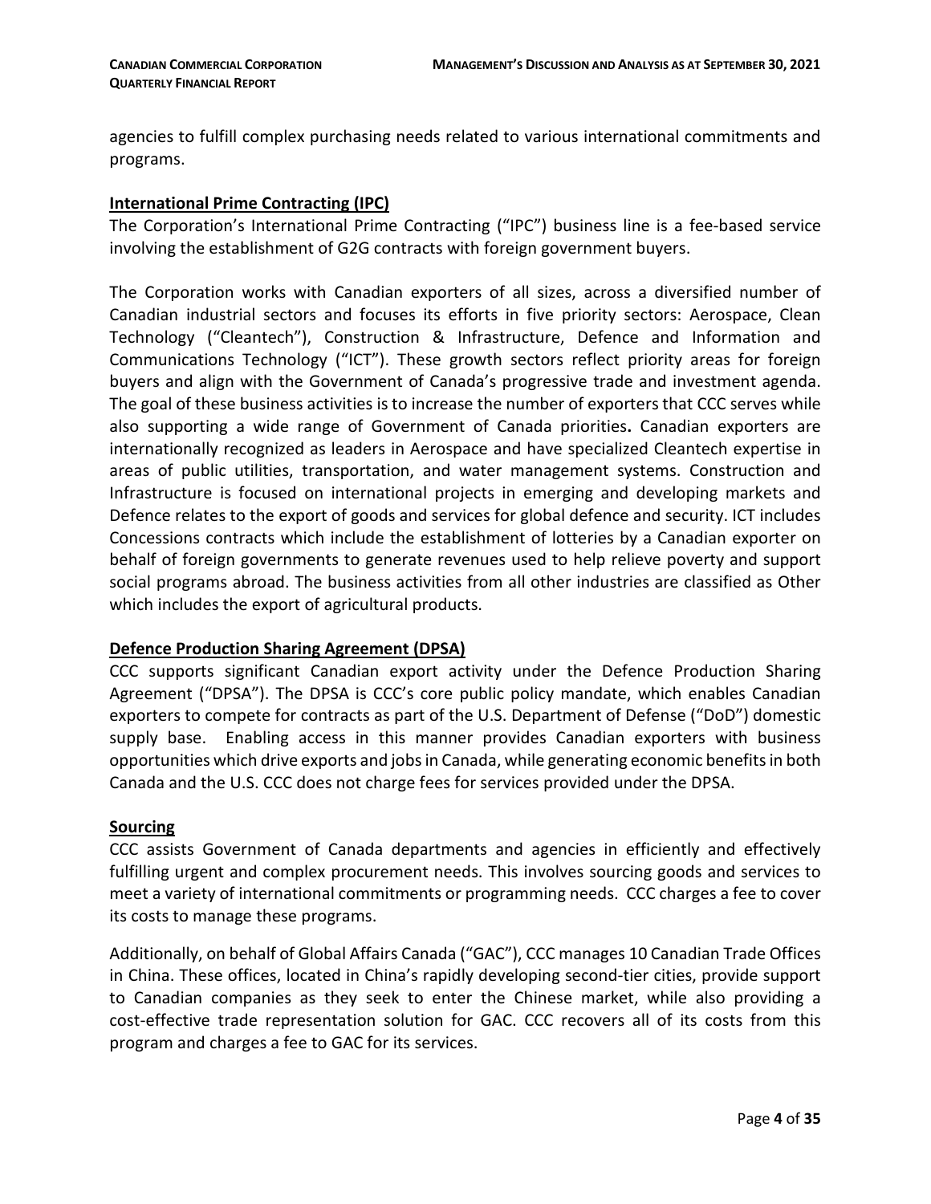agencies to fulfill complex purchasing needs related to various international commitments and programs.

## International Prime Contracting (IPC)

The Corporation's International Prime Contracting ("IPC") business line is a fee-based service involving the establishment of G2G contracts with foreign government buyers.

The Corporation works with Canadian exporters of all sizes, across a diversified number of Canadian industrial sectors and focuses its efforts in five priority sectors: Aerospace, Clean Technology ("Cleantech"), Construction & Infrastructure, Defence and Information and Communications Technology ("ICT"). These growth sectors reflect priority areas for foreign buyers and align with the Government of Canada's progressive trade and investment agenda. The goal of these business activities is to increase the number of exporters that CCC serves while also supporting a wide range of Government of Canada priorities**.** Canadian exporters are internationally recognized as leaders in Aerospace and have specialized Cleantech expertise in areas of public utilities, transportation, and water management systems. Construction and Infrastructure is focused on international projects in emerging and developing markets and Defence relates to the export of goods and services for global defence and security. ICT includes Concessions contracts which include the establishment of lotteries by a Canadian exporter on behalf of foreign governments to generate revenues used to help relieve poverty and support social programs abroad. The business activities from all other industries are classified as Other which includes the export of agricultural products.

## Defence Production Sharing Agreement (DPSA)

CCC supports significant Canadian export activity under the Defence Production Sharing Agreement ("DPSA"). The DPSA is CCC's core public policy mandate, which enables Canadian exporters to compete for contracts as part of the U.S. Department of Defense ("DoD") domestic supply base. Enabling access in this manner provides Canadian exporters with business opportunities which drive exports and jobs in Canada, while generating economic benefits in both Canada and the U.S. CCC does not charge fees for services provided under the DPSA.

## Sourcing

CCC assists Government of Canada departments and agencies in efficiently and effectively fulfilling urgent and complex procurement needs. This involves sourcing goods and services to meet a variety of international commitments or programming needs. CCC charges a fee to cover its costs to manage these programs.

Additionally, on behalf of Global Affairs Canada ("GAC"), CCC manages 10 Canadian Trade Offices in China. These offices, located in China's rapidly developing second-tier cities, provide support to Canadian companies as they seek to enter the Chinese market, while also providing a cost-effective trade representation solution for GAC. CCC recovers all of its costs from this program and charges a fee to GAC for its services.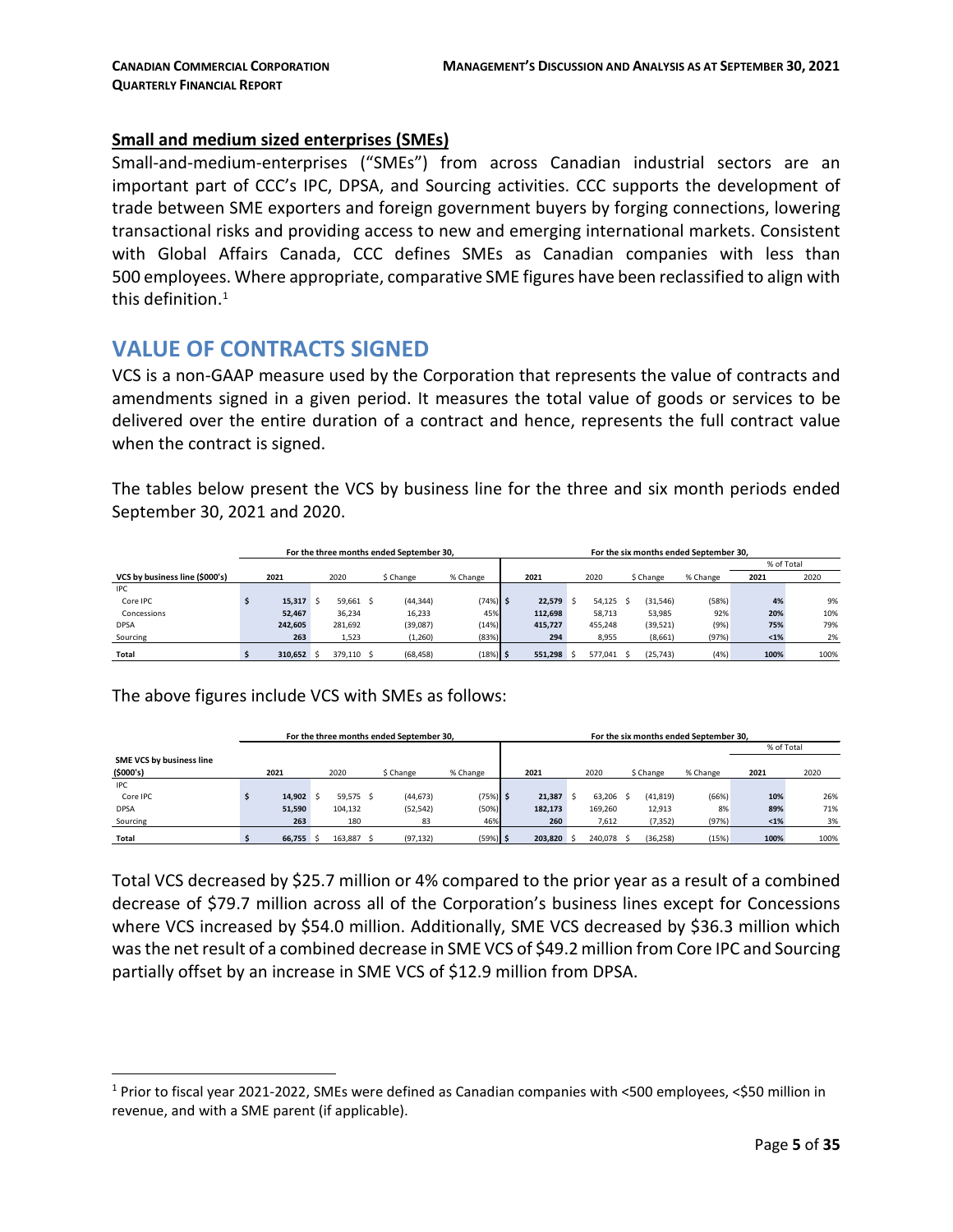## Small and medium sized enterprises (SMEs)

Small-and-medium-enterprises ("SMEs") from across Canadian industrial sectors are an important part of CCC's IPC, DPSA, and Sourcing activities. CCC supports the development of trade between SME exporters and foreign government buyers by forging connections, lowering transactional risks and providing access to new and emerging international markets. Consistent with Global Affairs Canada, CCC defines SMEs as Canadian companies with less than 500 employees. Where appropriate, comparative SME figures have been reclassified to align with this definition.[1]

# VALUE OF CONTRACTS SIGNED

VCS is a non-GAAP measure used by the Corporation that represents the value of contracts and amendments signed in a given period. It measures the total value of goods or services to be delivered over the entire duration of a contract and hence, represents the full contract value when the contract is signed.

The tables below present the VCS by business line for the three and six month periods ended September 30, 2021 and 2020.

| | For the three months ended September 30, | | | | For the six months ended September 30, | | | | | |
|---|---|---|---|---|---|---|---|---|---|---|
| | | | | | | | | | % of Total | |
| VCS by business line ($000's) | 2021 | 2020 | $ Change | % Change | 2021 | 2020 | $ Change | % Change | 2021 | 2020 |
| IPC | | | | | | | | | | |
| Core IPC | $ 15,317 | $ 59,661 | $ (44,344) | (74%) | $ 22,579 | $ 54,125 | $ (31,546) | (58%) | 4% | 9% |
| Concessions | 52,467 | 36,234 | 16,233 | 45% | 112,698 | 58,713 | 53,985 | 92% | 20% | 10% |
| DPSA | 242,605 | 281,692 | (39,087) | (14%) | 415,727 | 455,248 | (39,521) | (9%) | 75% | 79% |
| Sourcing | 263 | 1,523 | (1,260) | (83%) | 294 | 8,955 | (8,661) | (97%) | <1% | 2% |
| Total | $ 310,652 | $ 379,110 | $ (68,458) | (18%) | $ 551,298 | $ 577,041 | $ (25,743) | (4%) | 100% | 100% |

The above figures include VCS with SMEs as follows:

| | For the three months ended September 30, | | | | For the six months ended September 30, | | | | | |
|---|---|---|---|---|---|---|---|---|---|---|
| | | | | | | | | | % of Total | |
| SME VCS by business line ($000's) | 2021 | 2020 | $ Change | % Change | 2021 | 2020 | $ Change | % Change | 2021 | 2020 |
| IPC | | | | | | | | | | |
| Core IPC | $ 14,902 | $ 59,575 | $ (44,673) | (75%) | $ 21,387 | $ 63,206 | $ (41,819) | (66%) | 10% | 26% |
| DPSA | 51,590 | 104,132 | (52,542) | (50%) | 182,173 | 169,260 | 12,913 | 8% | 89% | 71% |
| Sourcing | 263 | 180 | 83 | 46% | 260 | 7,612 | (7,352) | (97%) | <1% | 3% |
| Total | $ 66,755 | $ 163,887 | $ (97,132) | (59%) | $ 203,820 | $ 240,078 | $ (36,258) | (15%) | 100% | 100% |

Total VCS decreased by $25.7 million or 4% compared to the prior year as a result of a combined decrease of $79.7 million across all of the Corporation's business lines except for Concessions where VCS increased by $54.0 million. Additionally, SME VCS decreased by $36.3 million which was the net result of a combined decrease in SME VCS of $49.2 million from Core IPC and Sourcing partially offset by an increase in SME VCS of $12.9 million from DPSA.

[1] Prior to fiscal year 2021-2022, SMEs were defined as Canadian companies with <500 employees, <$50 million in revenue, and with a SME parent (if applicable).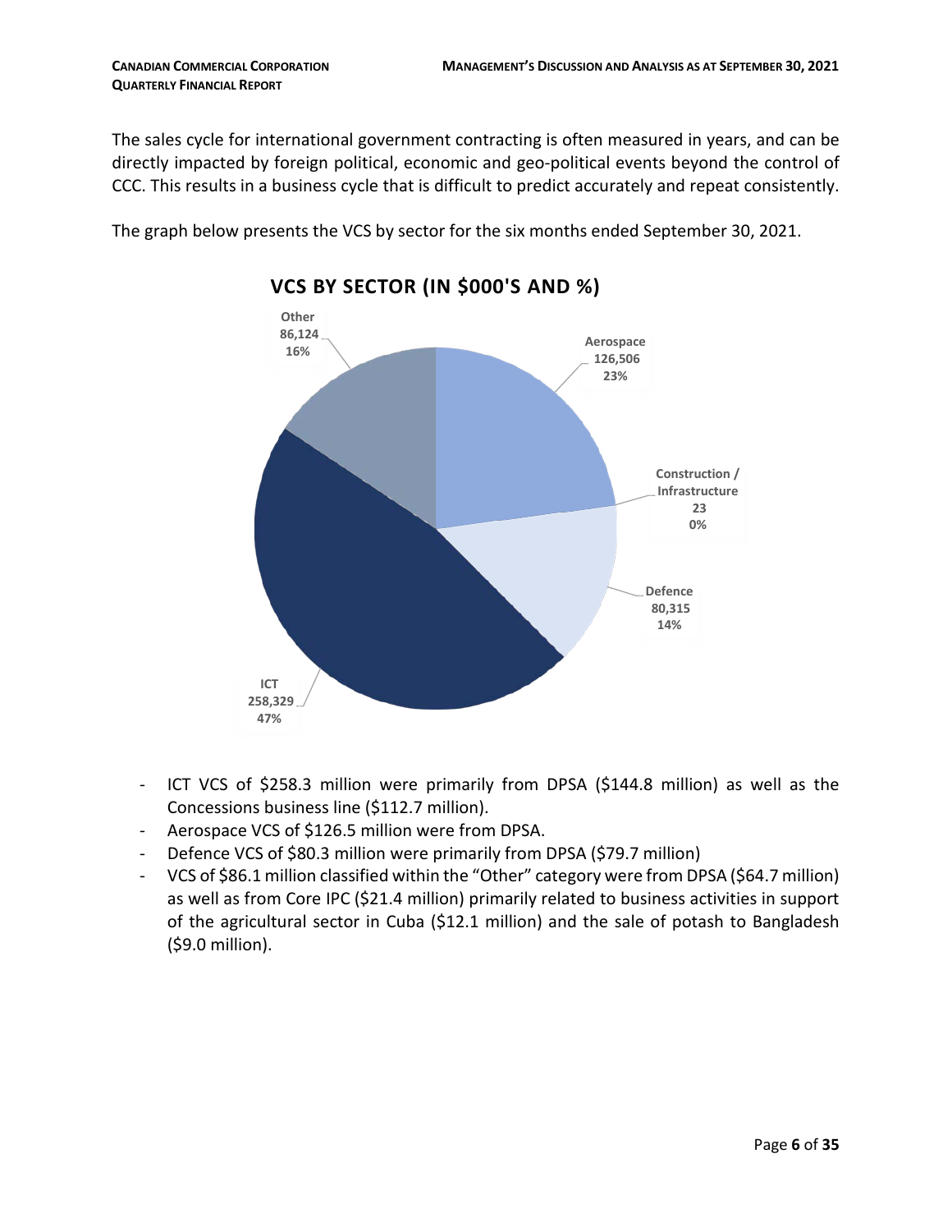The sales cycle for international government contracting is often measured in years, and can be directly impacted by foreign political, economic and geo-political events beyond the control of CCC. This results in a business cycle that is difficult to predict accurately and repeat consistently.

The graph below presents the VCS by sector for the six months ended September 30, 2021.

**VCS BY SECTOR (IN $000'S AND %)**

| Sector | VCS ($000's) | % |
| --- | --- | --- |
| Aerospace | 126,506 | 23% |
| Construction / Infrastructure | 23 | 0% |
| Defence | 80,315 | 14% |
| ICT | 258,329 | 47% |
| Other | 86,124 | 16% |

- ICT VCS of $258.3 million were primarily from DPSA ($144.8 million) as well as the Concessions business line ($112.7 million).
- Aerospace VCS of $126.5 million were from DPSA.
- Defence VCS of $80.3 million were primarily from DPSA ($79.7 million)
- VCS of $86.1 million classified within the "Other" category were from DPSA ($64.7 million) as well as from Core IPC ($21.4 million) primarily related to business activities in support of the agricultural sector in Cuba ($12.1 million) and the sale of potash to Bangladesh ($9.0 million).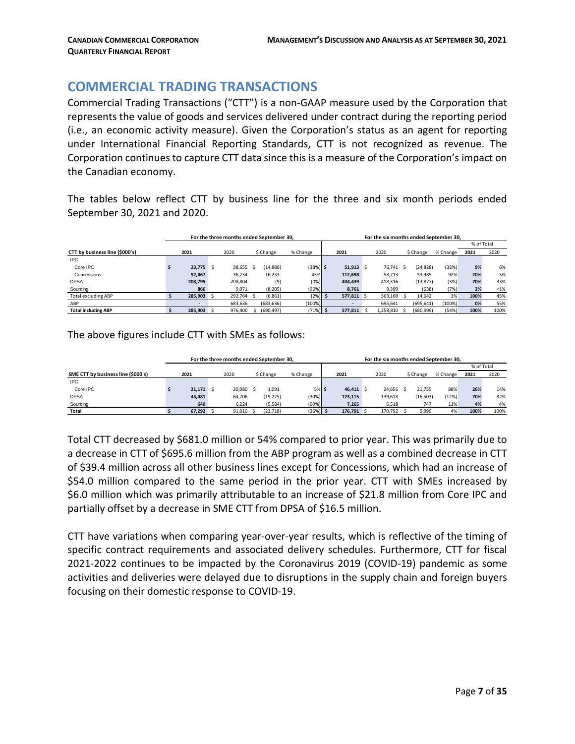## COMMERCIAL TRADING TRANSACTIONS

Commercial Trading Transactions ("CTT") is a non-GAAP measure used by the Corporation that represents the value of goods and services delivered under contract during the reporting period (i.e., an economic activity measure). Given the Corporation's status as an agent for reporting under International Financial Reporting Standards, CTT is not recognized as revenue. The Corporation continues to capture CTT data since this is a measure of the Corporation's impact on the Canadian economy.

The tables below reflect CTT by business line for the three and six month periods ended September 30, 2021 and 2020.

| | For the three months ended September 30, | | | | For the six months ended September 30, | | | | | |
|---|---|---|---|---|---|---|---|---|---|---|
| | | | | | | | | | % of Total | |
| **CTT by business line ($000's)** | **2021** | 2020 | $ Change | % Change | **2021** | 2020 | $ Change | % Change | **2021** | 2020 |
| IPC | | | | | | | | | | |
| Core IPC | $ **23,775** | $ 38,655 | $ (14,880) | (38%) | $ **51,913** | $ 76,741 | $ (24,828) | (32%) | **9%** | 6% |
| Concessions | **52,467** | 36,234 | 16,233 | 45% | **112,698** | 58,713 | 53,985 | 92% | **20%** | 5% |
| DPSA | **208,795** | 208,804 | (9) | (0%) | **404,439** | 418,316 | (13,877) | (3%) | **70%** | 33% |
| Sourcing | **866** | 9,071 | (8,205) | (90%) | **8,761** | 9,399 | (638) | (7%) | **2%** | <1% |
| Total excluding ABP | $ **285,903** | $ 292,764 | $ (6,861) | (2%) | $ **577,811** | $ 563,169 | $ 14,642 | 3% | **100%** | 45% |
| ABP | **-** | 683,636 | (683,636) | (100%) | **-** | 695,641 | (695,641) | (100%) | **0%** | 55% |
| **Total including ABP** | $ **285,903** | $ 976,400 | $ (690,497) | (71%) | $ **577,811** | $ 1,258,810 | $ (680,999) | (54%) | **100%** | 100% |

The above figures include CTT with SMEs as follows:

| | For the three months ended September 30, | | | | For the six months ended September 30, | | | | | |
|---|---|---|---|---|---|---|---|---|---|---|
| | | | | | | | | | % of Total | |
| **SME CTT by business line ($000's)** | **2021** | 2020 | $ Change | % Change | **2021** | 2020 | $ Change | % Change | **2021** | 2020 |
| IPC | | | | | | | | | | |
| Core IPC | $ **21,171** | $ 20,080 | $ 1,091 | 5% | $ **46,411** | $ 24,656 | $ 21,755 | 88% | **26%** | 14% |
| DPSA | **45,481** | 64,706 | (19,225) | (30%) | **123,115** | 139,618 | (16,503) | (12%) | **70%** | 82% |
| Sourcing | **640** | 6,224 | (5,584) | (90%) | **7,265** | 6,518 | 747 | 11% | **4%** | 4% |
| **Total** | $ **67,292** | $ 91,010 | $ (23,718) | (26%) | $ **176,791** | $ 170,792 | $ 5,999 | 4% | **100%** | 100% |

Total CTT decreased by $681.0 million or 54% compared to prior year. This was primarily due to a decrease in CTT of $695.6 million from the ABP program as well as a combined decrease in CTT of $39.4 million across all other business lines except for Concessions, which had an increase of $54.0 million compared to the same period in the prior year. CTT with SMEs increased by $6.0 million which was primarily attributable to an increase of $21.8 million from Core IPC and partially offset by a decrease in SME CTT from DPSA of $16.5 million.

CTT have variations when comparing year-over-year results, which is reflective of the timing of specific contract requirements and associated delivery schedules. Furthermore, CTT for fiscal 2021-2022 continues to be impacted by the Coronavirus 2019 (COVID-19) pandemic as some activities and deliveries were delayed due to disruptions in the supply chain and foreign buyers focusing on their domestic response to COVID-19.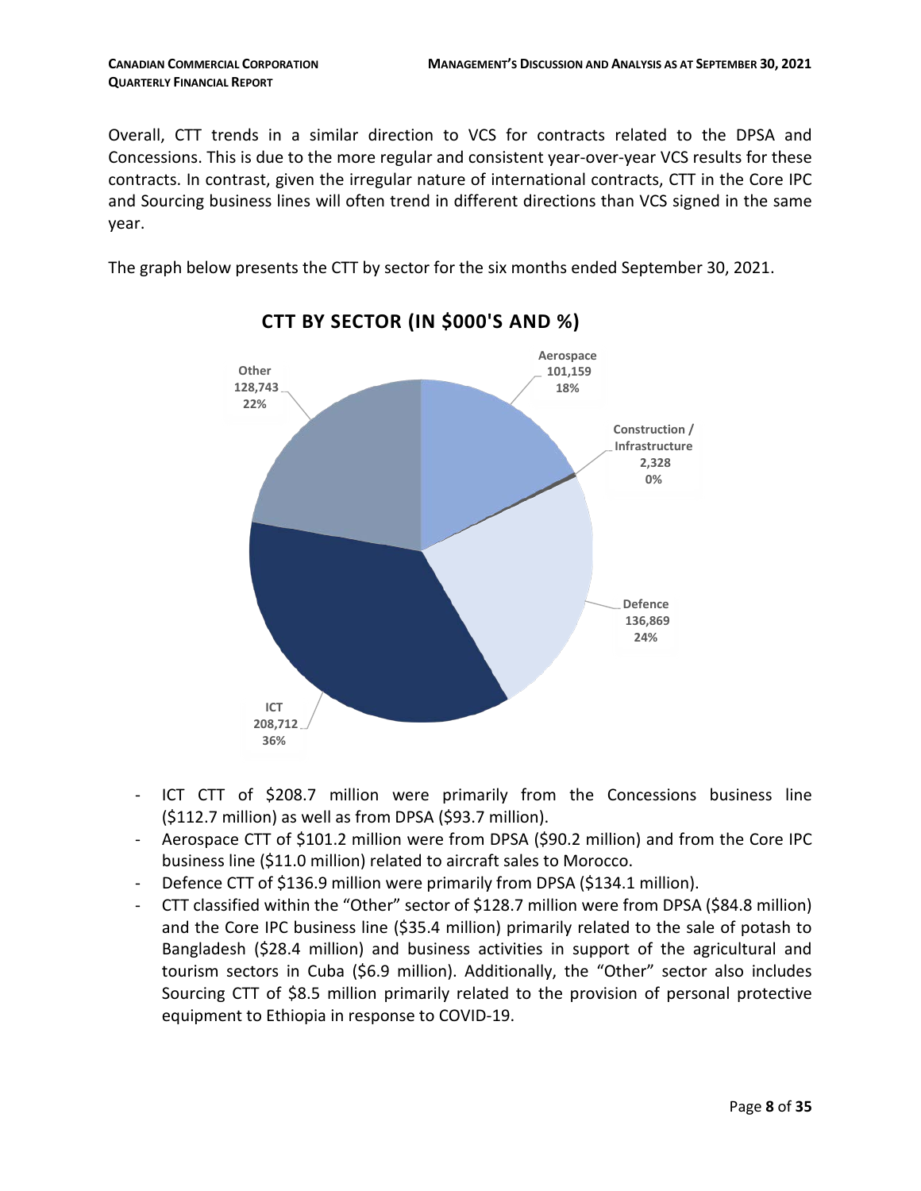Overall, CTT trends in a similar direction to VCS for contracts related to the DPSA and Concessions. This is due to the more regular and consistent year-over-year VCS results for these contracts. In contrast, given the irregular nature of international contracts, CTT in the Core IPC and Sourcing business lines will often trend in different directions than VCS signed in the same year.

The graph below presents the CTT by sector for the six months ended September 30, 2021.

**CTT BY SECTOR (IN $000'S AND %)**

| Sector | CTT ($000's) | % |
|---|---|---|
| Aerospace | 101,159 | 18% |
| Construction / Infrastructure | 2,328 | 0% |
| Defence | 136,869 | 24% |
| ICT | 208,712 | 36% |
| Other | 128,743 | 22% |

- ICT CTT of $208.7 million were primarily from the Concessions business line ($112.7 million) as well as from DPSA ($93.7 million).
- Aerospace CTT of $101.2 million were from DPSA ($90.2 million) and from the Core IPC business line ($11.0 million) related to aircraft sales to Morocco.
- Defence CTT of $136.9 million were primarily from DPSA ($134.1 million).
- CTT classified within the "Other" sector of $128.7 million were from DPSA ($84.8 million) and the Core IPC business line ($35.4 million) primarily related to the sale of potash to Bangladesh ($28.4 million) and business activities in support of the agricultural and tourism sectors in Cuba ($6.9 million). Additionally, the "Other" sector also includes Sourcing CTT of $8.5 million primarily related to the provision of personal protective equipment to Ethiopia in response to COVID-19.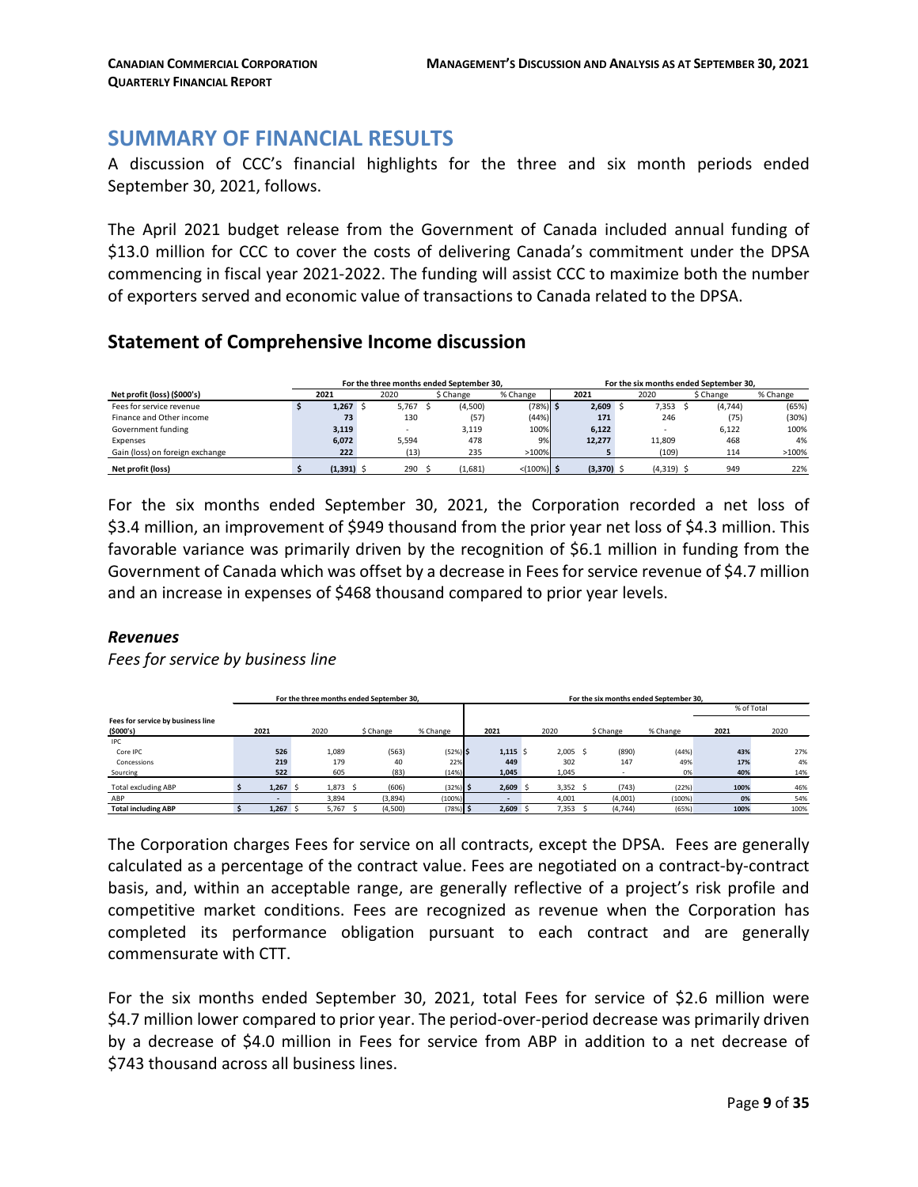# SUMMARY OF FINANCIAL RESULTS

A discussion of CCC's financial highlights for the three and six month periods ended September 30, 2021, follows.

The April 2021 budget release from the Government of Canada included annual funding of \$13.0 million for CCC to cover the costs of delivering Canada's commitment under the DPSA commencing in fiscal year 2021-2022. The funding will assist CCC to maximize both the number of exporters served and economic value of transactions to Canada related to the DPSA.

## Statement of Comprehensive Income discussion

| Net profit (loss) (\$000's) | For the three months ended September 30, 2021 | 2020 | \$ Change | % Change | For the six months ended September 30, 2021 | 2020 | \$ Change | % Change |
|---|---|---|---|---|---|---|---|---|
| Fees for service revenue | \$ 1,267 | \$ 5,767 | \$ (4,500) | (78%) | \$ 2,609 | \$ 7,353 | \$ (4,744) | (65%) |
| Finance and Other income | 73 | 130 | (57) | (44%) | 171 | 246 | (75) | (30%) |
| Government funding | 3,119 | - | 3,119 | 100% | 6,122 | - | 6,122 | 100% |
| Expenses | 6,072 | 5,594 | 478 | 9% | 12,277 | 11,809 | 468 | 4% |
| Gain (loss) on foreign exchange | 222 | (13) | 235 | >100% | 5 | (109) | 114 | >100% |
| Net profit (loss) | \$ (1,391) | \$ 290 | \$ (1,681) | <(100%) | \$ (3,370) | \$ (4,319) | \$ 949 | 22% |

For the six months ended September 30, 2021, the Corporation recorded a net loss of \$3.4 million, an improvement of \$949 thousand from the prior year net loss of \$4.3 million. This favorable variance was primarily driven by the recognition of \$6.1 million in funding from the Government of Canada which was offset by a decrease in Fees for service revenue of \$4.7 million and an increase in expenses of \$468 thousand compared to prior year levels.

### *Revenues*

*Fees for service by business line*

| Fees for service by business line (\$000's) | For the three months ended September 30, 2021 | 2020 | \$ Change | % Change | For the six months ended September 30, 2021 | 2020 | \$ Change | % Change | % of Total 2021 | % of Total 2020 |
|---|---|---|---|---|---|---|---|---|---|---|
| IPC | | | | | | | | | | |
| Core IPC | 526 | 1,089 | (563) | (52%) | \$ 1,115 | \$ 2,005 | \$ (890) | (44%) | 43% | 27% |
| Concessions | 219 | 179 | 40 | 22% | 449 | 302 | 147 | 49% | 17% | 4% |
| Sourcing | 522 | 605 | (83) | (14%) | 1,045 | 1,045 | - | 0% | 40% | 14% |
| Total excluding ABP | \$ 1,267 | \$ 1,873 | \$ (606) | (32%) | \$ 2,609 | \$ 3,352 | \$ (743) | (22%) | 100% | 46% |
| ABP | - | 3,894 | (3,894) | (100%) | - | 4,001 | (4,001) | (100%) | 0% | 54% |
| Total including ABP | \$ 1,267 | \$ 5,767 | \$ (4,500) | (78%) | \$ 2,609 | \$ 7,353 | \$ (4,744) | (65%) | 100% | 100% |

The Corporation charges Fees for service on all contracts, except the DPSA. Fees are generally calculated as a percentage of the contract value. Fees are negotiated on a contract-by-contract basis, and, within an acceptable range, are generally reflective of a project's risk profile and competitive market conditions. Fees are recognized as revenue when the Corporation has completed its performance obligation pursuant to each contract and are generally commensurate with CTT.

For the six months ended September 30, 2021, total Fees for service of \$2.6 million were \$4.7 million lower compared to prior year. The period-over-period decrease was primarily driven by a decrease of \$4.0 million in Fees for service from ABP in addition to a net decrease of \$743 thousand across all business lines.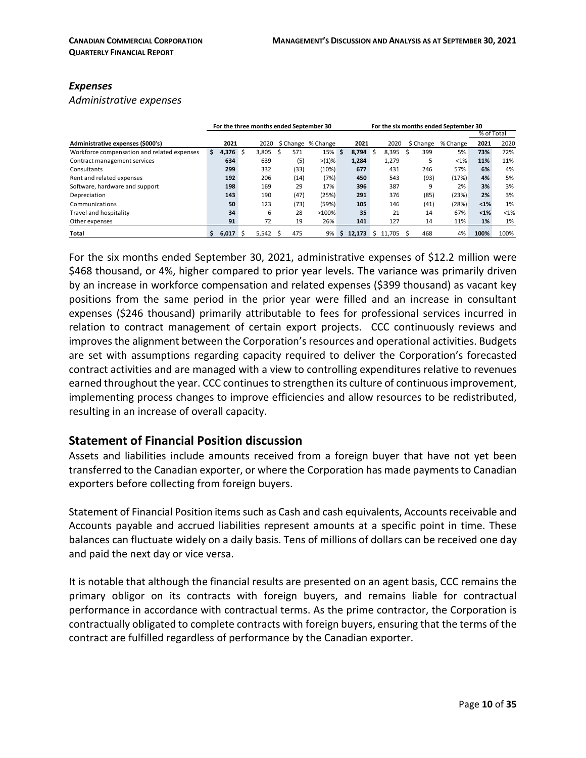### *Expenses*

*Administrative expenses*

| Administrative expenses ($000's) | For the three months ended September 30 | | | | For the six months ended September 30 | | | | | |
|---|---|---|---|---|---|---|---|---|---|---|
| | | | | | | | | | % of Total | |
| | **2021** | 2020 | $ Change | % Change | **2021** | 2020 | $ Change | % Change | **2021** | 2020 |
| Workforce compensation and related expenses | **$ 4,376** | $ 3,805 | $ 571 | 15% | **$ 8,794** | $ 8,395 | $ 399 | 5% | **73%** | 72% |
| Contract management services | **634** | 639 | (5) | >(1)% | **1,284** | 1,279 | 5 | <1% | **11%** | 11% |
| Consultants | **299** | 332 | (33) | (10%) | **677** | 431 | 246 | 57% | **6%** | 4% |
| Rent and related expenses | **192** | 206 | (14) | (7%) | **450** | 543 | (93) | (17%) | **4%** | 5% |
| Software, hardware and support | **198** | 169 | 29 | 17% | **396** | 387 | 9 | 2% | **3%** | 3% |
| Depreciation | **143** | 190 | (47) | (25%) | **291** | 376 | (85) | (23%) | **2%** | 3% |
| Communications | **50** | 123 | (73) | (59%) | **105** | 146 | (41) | (28%) | **<1%** | 1% |
| Travel and hospitality | **34** | 6 | 28 | >100% | **35** | 21 | 14 | 67% | **<1%** | <1% |
| Other expenses | **91** | 72 | 19 | 26% | **141** | 127 | 14 | 11% | **1%** | 1% |
| **Total** | **$ 6,017** | $ 5,542 | $ 475 | 9% | **$ 12,173** | $ 11,705 | $ 468 | 4% | **100%** | 100% |

For the six months ended September 30, 2021, administrative expenses of $12.2 million were $468 thousand, or 4%, higher compared to prior year levels. The variance was primarily driven by an increase in workforce compensation and related expenses ($399 thousand) as vacant key positions from the same period in the prior year were filled and an increase in consultant expenses ($246 thousand) primarily attributable to fees for professional services incurred in relation to contract management of certain export projects. CCC continuously reviews and improves the alignment between the Corporation's resources and operational activities. Budgets are set with assumptions regarding capacity required to deliver the Corporation's forecasted contract activities and are managed with a view to controlling expenditures relative to revenues earned throughout the year. CCC continues to strengthen its culture of continuous improvement, implementing process changes to improve efficiencies and allow resources to be redistributed, resulting in an increase of overall capacity.

## Statement of Financial Position discussion

Assets and liabilities include amounts received from a foreign buyer that have not yet been transferred to the Canadian exporter, or where the Corporation has made payments to Canadian exporters before collecting from foreign buyers.

Statement of Financial Position items such as Cash and cash equivalents, Accounts receivable and Accounts payable and accrued liabilities represent amounts at a specific point in time. These balances can fluctuate widely on a daily basis. Tens of millions of dollars can be received one day and paid the next day or vice versa.

It is notable that although the financial results are presented on an agent basis, CCC remains the primary obligor on its contracts with foreign buyers, and remains liable for contractual performance in accordance with contractual terms. As the prime contractor, the Corporation is contractually obligated to complete contracts with foreign buyers, ensuring that the terms of the contract are fulfilled regardless of performance by the Canadian exporter.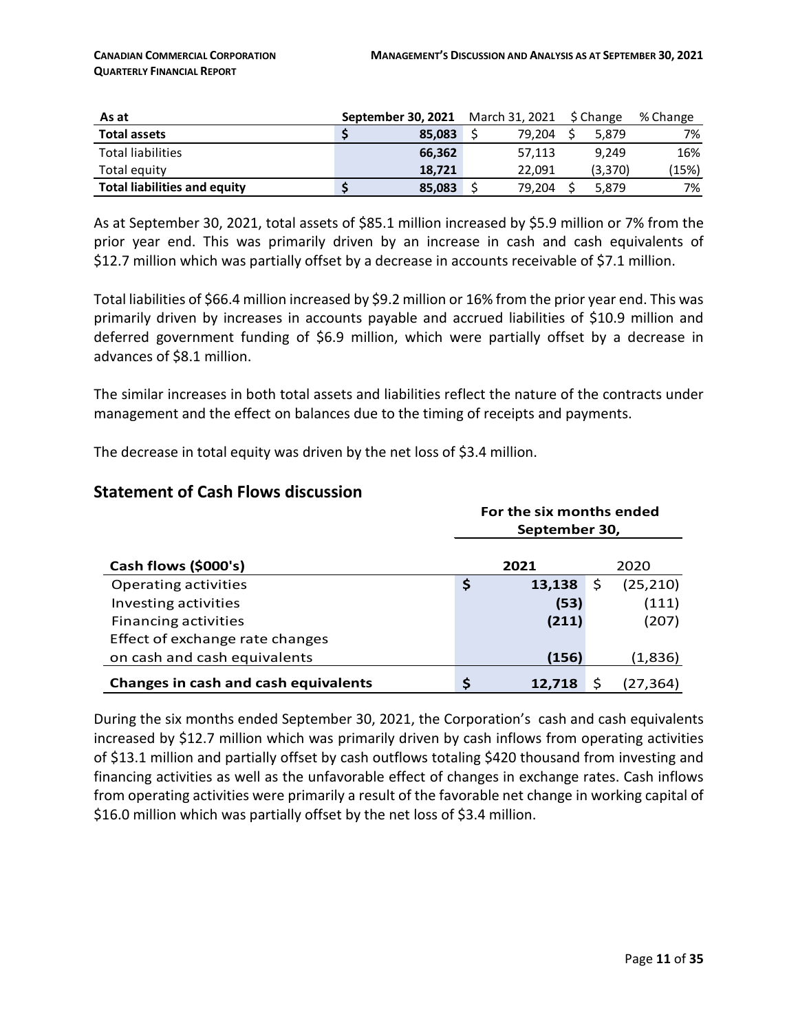| As at | September 30, 2021 | March 31, 2021 | $ Change | % Change |
|---|---|---|---|---|
| **Total assets** | **$ 85,083** | $ 79,204 | $ 5,879 | 7% |
| Total liabilities | **66,362** | 57,113 | 9,249 | 16% |
| Total equity | **18,721** | 22,091 | (3,370) | (15%) |
| **Total liabilities and equity** | **$ 85,083** | $ 79,204 | $ 5,879 | 7% |

As at September 30, 2021, total assets of $85.1 million increased by $5.9 million or 7% from the prior year end. This was primarily driven by an increase in cash and cash equivalents of $12.7 million which was partially offset by a decrease in accounts receivable of $7.1 million.

Total liabilities of $66.4 million increased by $9.2 million or 16% from the prior year end. This was primarily driven by increases in accounts payable and accrued liabilities of $10.9 million and deferred government funding of $6.9 million, which were partially offset by a decrease in advances of $8.1 million.

The similar increases in both total assets and liabilities reflect the nature of the contracts under management and the effect on balances due to the timing of receipts and payments.

The decrease in total equity was driven by the net loss of $3.4 million.

## Statement of Cash Flows discussion

| | For the six months ended September 30, | |
|---|---|---|
| **Cash flows ($000's)** | **2021** | 2020 |
| Operating activities | **$ 13,138** | $ (25,210) |
| Investing activities | **(53)** | (111) |
| Financing activities | **(211)** | (207) |
| Effect of exchange rate changes on cash and cash equivalents | **(156)** | (1,836) |
| **Changes in cash and cash equivalents** | **$ 12,718** | $ (27,364) |

During the six months ended September 30, 2021, the Corporation's cash and cash equivalents increased by $12.7 million which was primarily driven by cash inflows from operating activities of $13.1 million and partially offset by cash outflows totaling $420 thousand from investing and financing activities as well as the unfavorable effect of changes in exchange rates. Cash inflows from operating activities were primarily a result of the favorable net change in working capital of $16.0 million which was partially offset by the net loss of $3.4 million.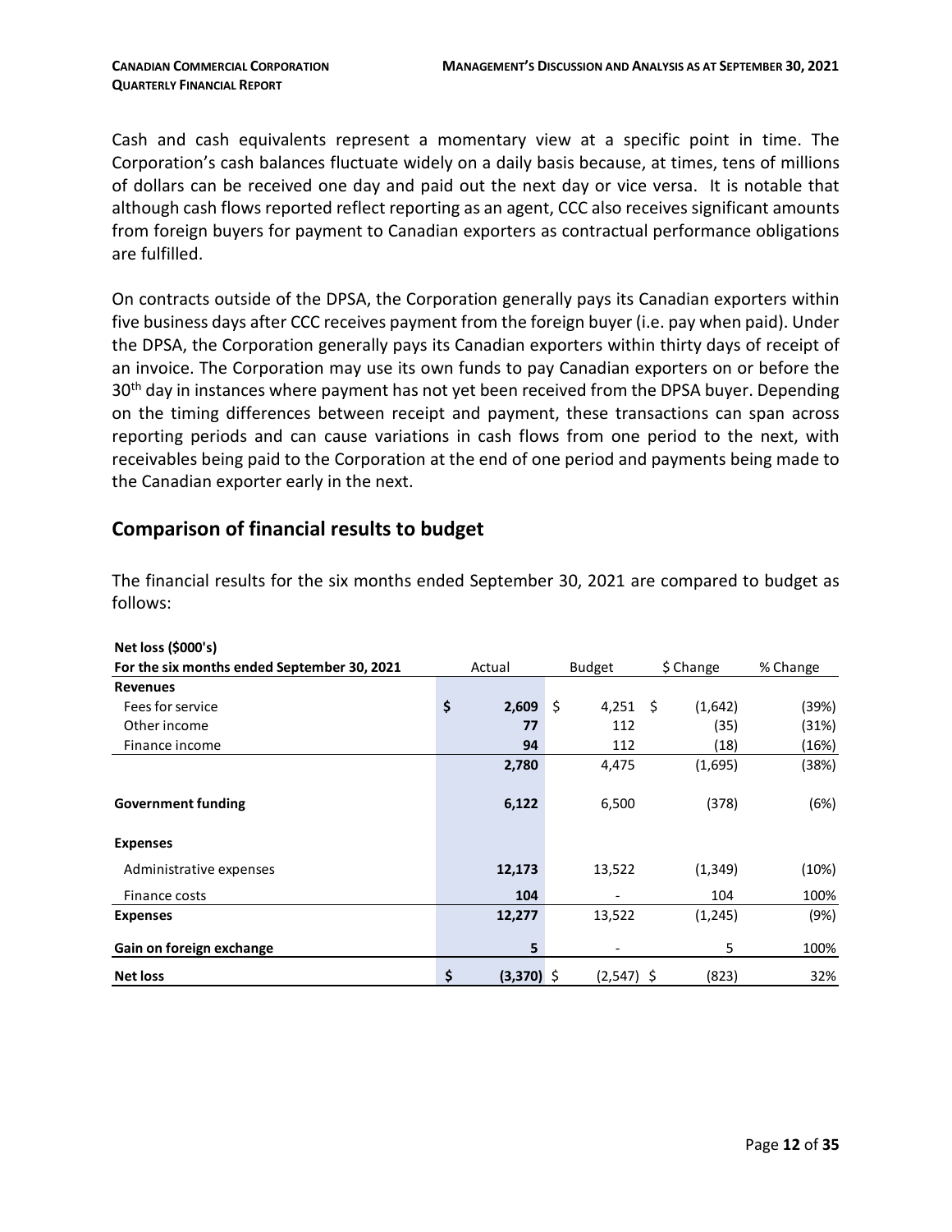Cash and cash equivalents represent a momentary view at a specific point in time. The Corporation's cash balances fluctuate widely on a daily basis because, at times, tens of millions of dollars can be received one day and paid out the next day or vice versa. It is notable that although cash flows reported reflect reporting as an agent, CCC also receives significant amounts from foreign buyers for payment to Canadian exporters as contractual performance obligations are fulfilled.

On contracts outside of the DPSA, the Corporation generally pays its Canadian exporters within five business days after CCC receives payment from the foreign buyer (i.e. pay when paid). Under the DPSA, the Corporation generally pays its Canadian exporters within thirty days of receipt of an invoice. The Corporation may use its own funds to pay Canadian exporters on or before the 30th day in instances where payment has not yet been received from the DPSA buyer. Depending on the timing differences between receipt and payment, these transactions can span across reporting periods and can cause variations in cash flows from one period to the next, with receivables being paid to the Corporation at the end of one period and payments being made to the Canadian exporter early in the next.

## Comparison of financial results to budget

The financial results for the six months ended September 30, 2021 are compared to budget as follows:

| **Net loss ($000's)** | | | | |
|---|---|---|---|---|
| **For the six months ended September 30, 2021** | Actual | Budget | $ Change | % Change |
| **Revenues** | | | | |
| Fees for service | **$ 2,609** | $ 4,251 | $ (1,642) | (39%) |
| Other income | **77** | 112 | (35) | (31%) |
| Finance income | **94** | 112 | (18) | (16%) |
| | **2,780** | 4,475 | (1,695) | (38%) |
| **Government funding** | **6,122** | 6,500 | (378) | (6%) |
| **Expenses** | | | | |
| Administrative expenses | **12,173** | 13,522 | (1,349) | (10%) |
| Finance costs | **104** | - | 104 | 100% |
| **Expenses** | **12,277** | 13,522 | (1,245) | (9%) |
| **Gain on foreign exchange** | **5** | - | 5 | 100% |
| **Net loss** | **$ (3,370)** | $ (2,547) | $ (823) | 32% |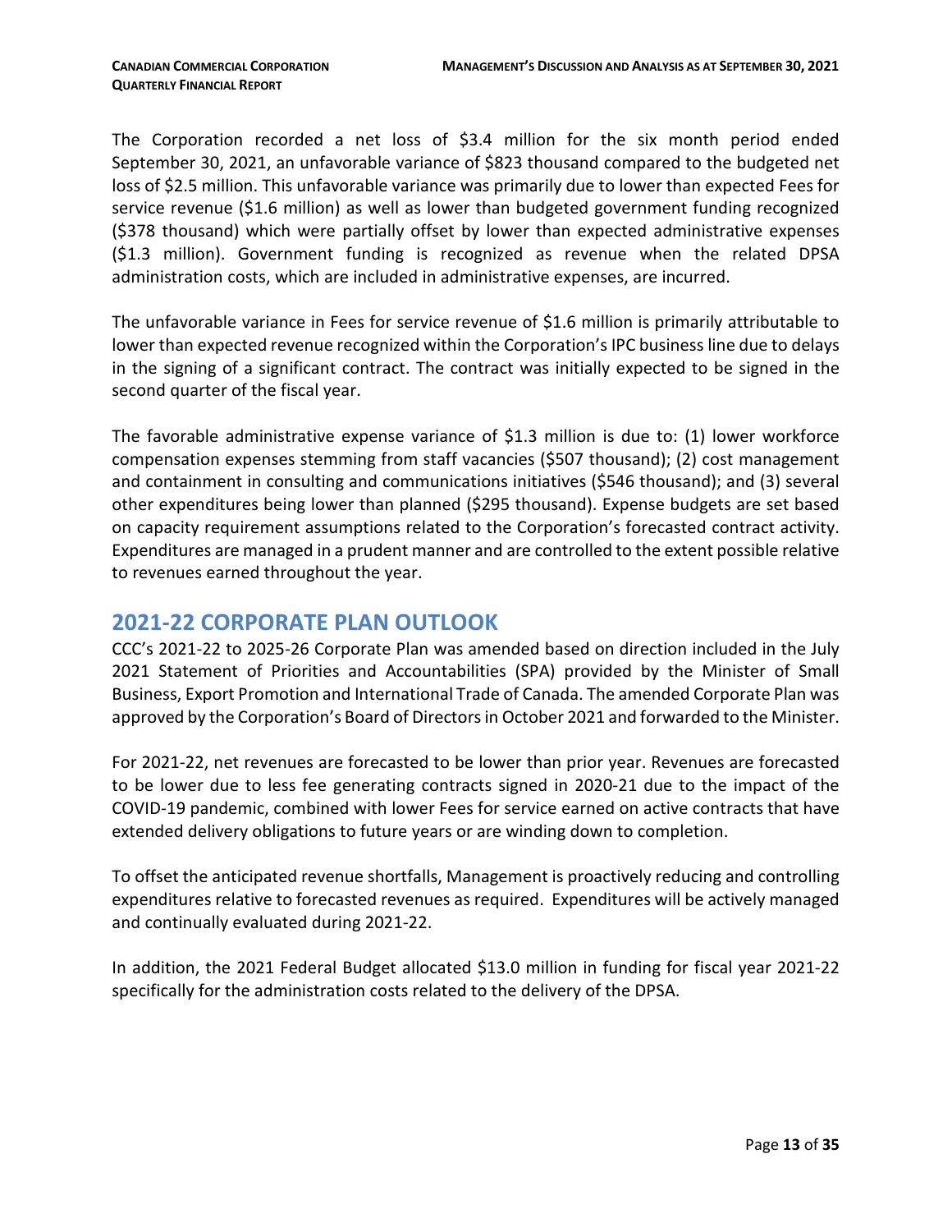The Corporation recorded a net loss of $3.4 million for the six month period ended September 30, 2021, an unfavorable variance of $823 thousand compared to the budgeted net loss of $2.5 million. This unfavorable variance was primarily due to lower than expected Fees for service revenue ($1.6 million) as well as lower than budgeted government funding recognized ($378 thousand) which were partially offset by lower than expected administrative expenses ($1.3 million). Government funding is recognized as revenue when the related DPSA administration costs, which are included in administrative expenses, are incurred.

The unfavorable variance in Fees for service revenue of $1.6 million is primarily attributable to lower than expected revenue recognized within the Corporation's IPC business line due to delays in the signing of a significant contract. The contract was initially expected to be signed in the second quarter of the fiscal year.

The favorable administrative expense variance of $1.3 million is due to: (1) lower workforce compensation expenses stemming from staff vacancies ($507 thousand); (2) cost management and containment in consulting and communications initiatives ($546 thousand); and (3) several other expenditures being lower than planned ($295 thousand). Expense budgets are set based on capacity requirement assumptions related to the Corporation's forecasted contract activity. Expenditures are managed in a prudent manner and are controlled to the extent possible relative to revenues earned throughout the year.

## 2021-22 CORPORATE PLAN OUTLOOK

CCC's 2021-22 to 2025-26 Corporate Plan was amended based on direction included in the July 2021 Statement of Priorities and Accountabilities (SPA) provided by the Minister of Small Business, Export Promotion and International Trade of Canada. The amended Corporate Plan was approved by the Corporation's Board of Directors in October 2021 and forwarded to the Minister.

For 2021-22, net revenues are forecasted to be lower than prior year. Revenues are forecasted to be lower due to less fee generating contracts signed in 2020-21 due to the impact of the COVID-19 pandemic, combined with lower Fees for service earned on active contracts that have extended delivery obligations to future years or are winding down to completion.

To offset the anticipated revenue shortfalls, Management is proactively reducing and controlling expenditures relative to forecasted revenues as required. Expenditures will be actively managed and continually evaluated during 2021-22.

In addition, the 2021 Federal Budget allocated $13.0 million in funding for fiscal year 2021-22 specifically for the administration costs related to the delivery of the DPSA.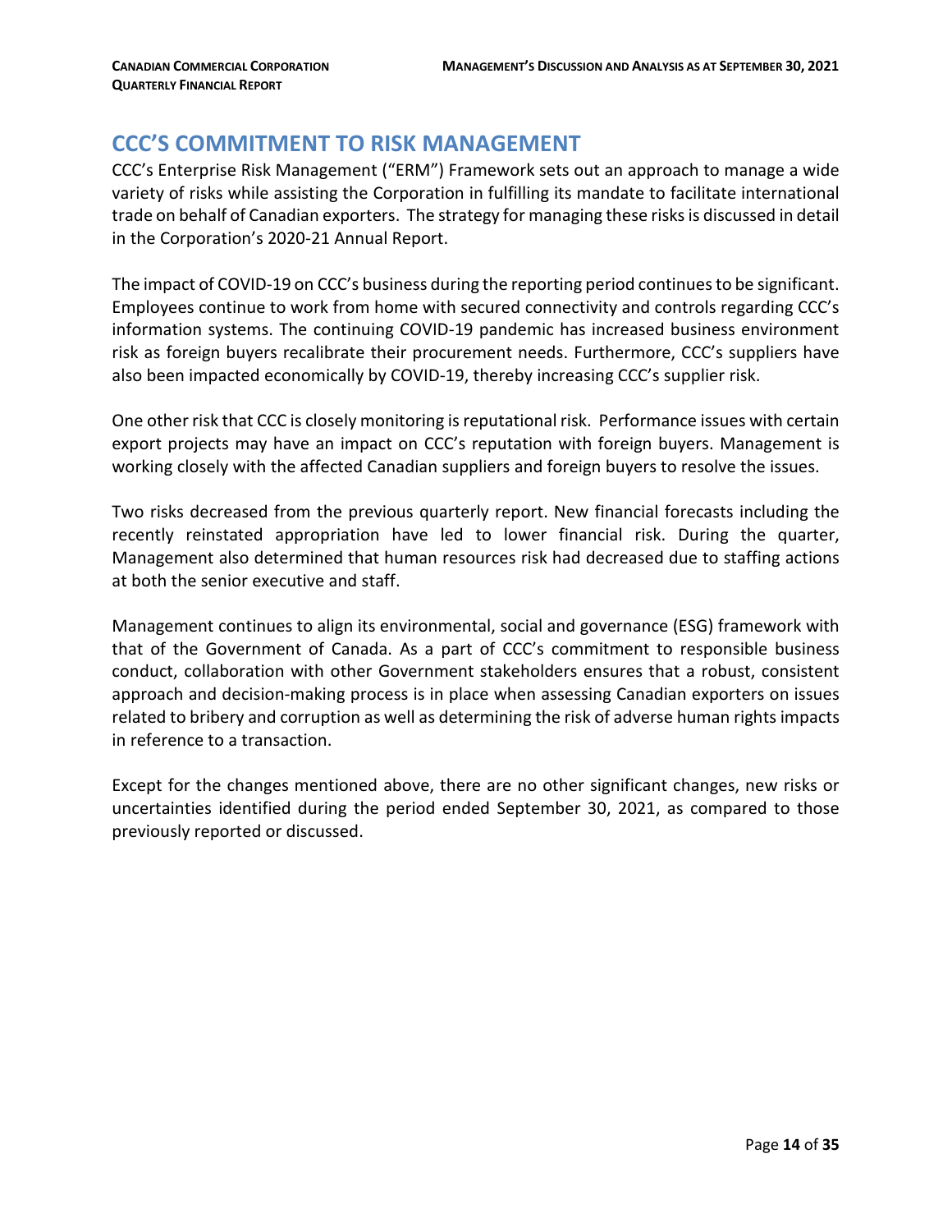## CCC'S COMMITMENT TO RISK MANAGEMENT

CCC's Enterprise Risk Management ("ERM") Framework sets out an approach to manage a wide variety of risks while assisting the Corporation in fulfilling its mandate to facilitate international trade on behalf of Canadian exporters. The strategy for managing these risks is discussed in detail in the Corporation's 2020-21 Annual Report.

The impact of COVID-19 on CCC's business during the reporting period continues to be significant. Employees continue to work from home with secured connectivity and controls regarding CCC's information systems. The continuing COVID-19 pandemic has increased business environment risk as foreign buyers recalibrate their procurement needs. Furthermore, CCC's suppliers have also been impacted economically by COVID-19, thereby increasing CCC's supplier risk.

One other risk that CCC is closely monitoring is reputational risk. Performance issues with certain export projects may have an impact on CCC's reputation with foreign buyers. Management is working closely with the affected Canadian suppliers and foreign buyers to resolve the issues.

Two risks decreased from the previous quarterly report. New financial forecasts including the recently reinstated appropriation have led to lower financial risk. During the quarter, Management also determined that human resources risk had decreased due to staffing actions at both the senior executive and staff.

Management continues to align its environmental, social and governance (ESG) framework with that of the Government of Canada. As a part of CCC's commitment to responsible business conduct, collaboration with other Government stakeholders ensures that a robust, consistent approach and decision-making process is in place when assessing Canadian exporters on issues related to bribery and corruption as well as determining the risk of adverse human rights impacts in reference to a transaction.

Except for the changes mentioned above, there are no other significant changes, new risks or uncertainties identified during the period ended September 30, 2021, as compared to those previously reported or discussed.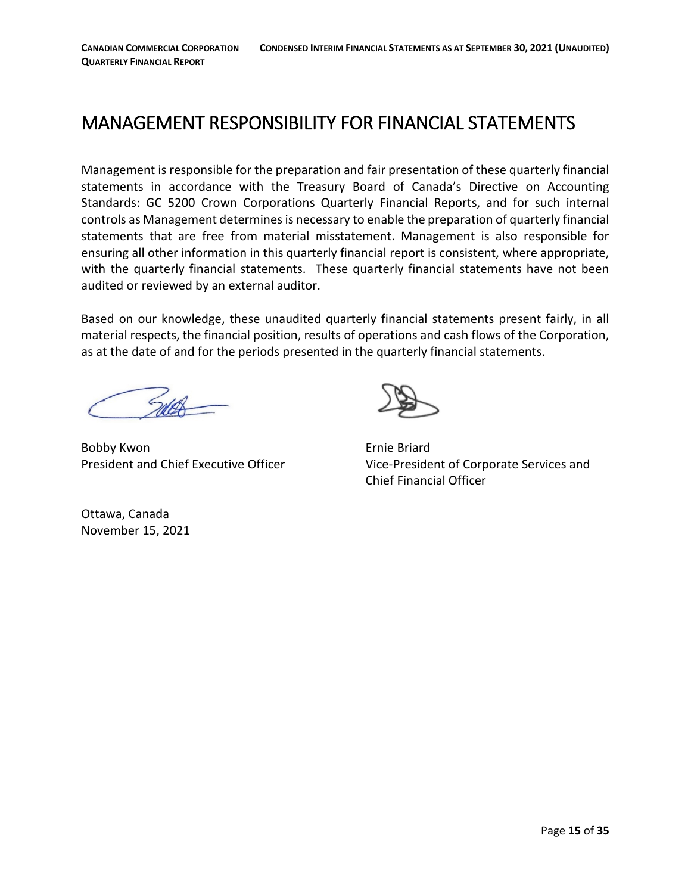# MANAGEMENT RESPONSIBILITY FOR FINANCIAL STATEMENTS

Management is responsible for the preparation and fair presentation of these quarterly financial statements in accordance with the Treasury Board of Canada's Directive on Accounting Standards: GC 5200 Crown Corporations Quarterly Financial Reports, and for such internal controls as Management determines is necessary to enable the preparation of quarterly financial statements that are free from material misstatement. Management is also responsible for ensuring all other information in this quarterly financial report is consistent, where appropriate, with the quarterly financial statements. These quarterly financial statements have not been audited or reviewed by an external auditor.

Based on our knowledge, these unaudited quarterly financial statements present fairly, in all material respects, the financial position, results of operations and cash flows of the Corporation, as at the date of and for the periods presented in the quarterly financial statements.

Bobby Kwon
President and Chief Executive Officer

Ernie Briard
Vice-President of Corporate Services and Chief Financial Officer

Ottawa, Canada
November 15, 2021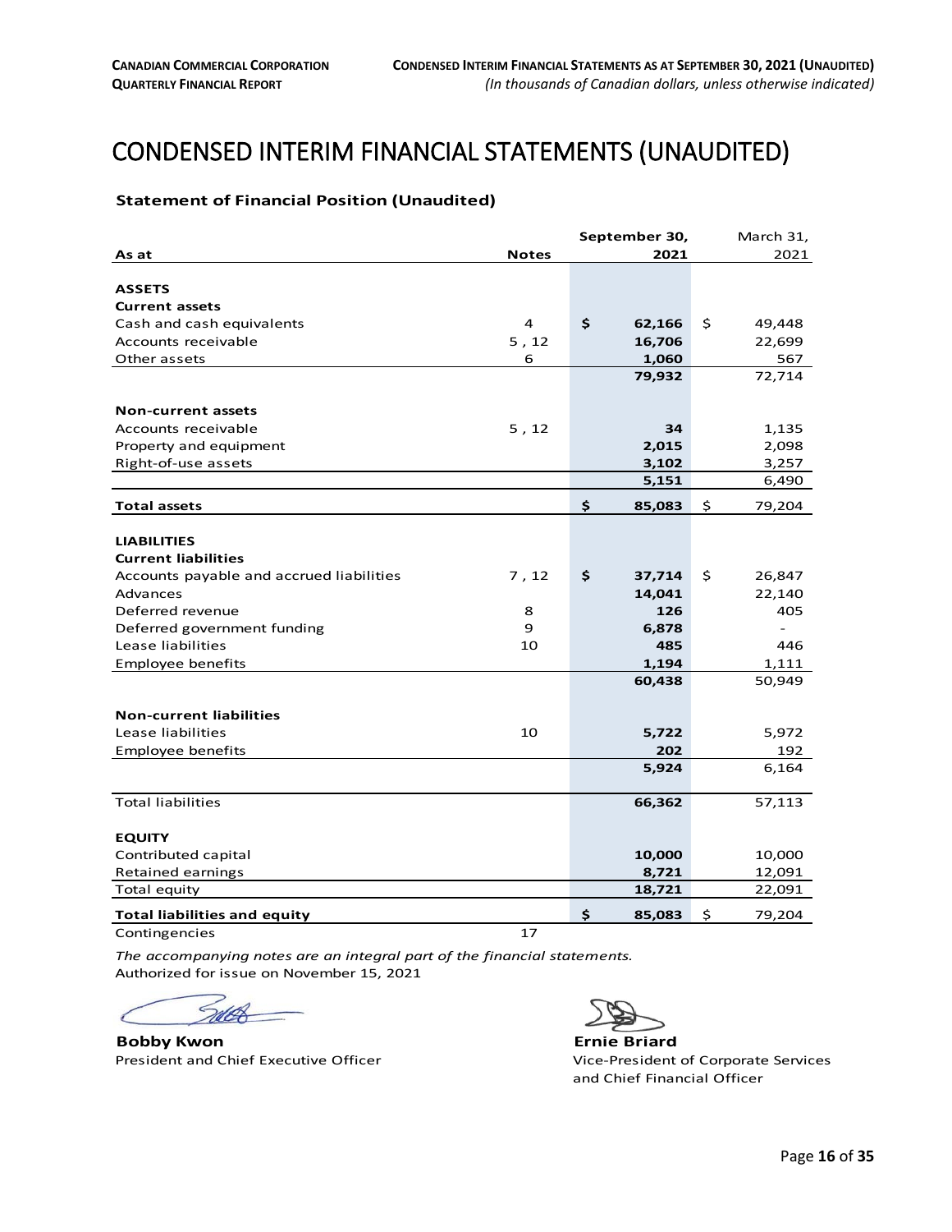# CONDENSED INTERIM FINANCIAL STATEMENTS (UNAUDITED)

### Statement of Financial Position (Unaudited)

| As at | Notes | September 30, 2021 | March 31, 2021 |
|---|---|---|---|
| **ASSETS** | | | |
| **Current assets** | | | |
| Cash and cash equivalents | 4 | **$ 62,166** | $ 49,448 |
| Accounts receivable | 5 , 12 | **16,706** | 22,699 |
| Other assets | 6 | **1,060** | 567 |
| | | **79,932** | 72,714 |
| **Non-current assets** | | | |
| Accounts receivable | 5 , 12 | **34** | 1,135 |
| Property and equipment | | **2,015** | 2,098 |
| Right-of-use assets | | **3,102** | 3,257 |
| | | **5,151** | 6,490 |
| **Total assets** | | **$ 85,083** | $ 79,204 |
| **LIABILITIES** | | | |
| **Current liabilities** | | | |
| Accounts payable and accrued liabilities | 7 , 12 | **$ 37,714** | $ 26,847 |
| Advances | | **14,041** | 22,140 |
| Deferred revenue | 8 | **126** | 405 |
| Deferred government funding | 9 | **6,878** | - |
| Lease liabilities | 10 | **485** | 446 |
| Employee benefits | | **1,194** | 1,111 |
| | | **60,438** | 50,949 |
| **Non-current liabilities** | | | |
| Lease liabilities | 10 | **5,722** | 5,972 |
| Employee benefits | | **202** | 192 |
| | | **5,924** | 6,164 |
| Total liabilities | | **66,362** | 57,113 |
| **EQUITY** | | | |
| Contributed capital | | **10,000** | 10,000 |
| Retained earnings | | **8,721** | 12,091 |
| Total equity | | **18,721** | 22,091 |
| **Total liabilities and equity** | | **$ 85,083** | $ 79,204 |
| Contingencies | 17 | | |

*The accompanying notes are an integral part of the financial statements.*

Authorized for issue on November 15, 2021

**Bobby Kwon**
President and Chief Executive Officer

**Ernie Briard**
Vice-President of Corporate Services and Chief Financial Officer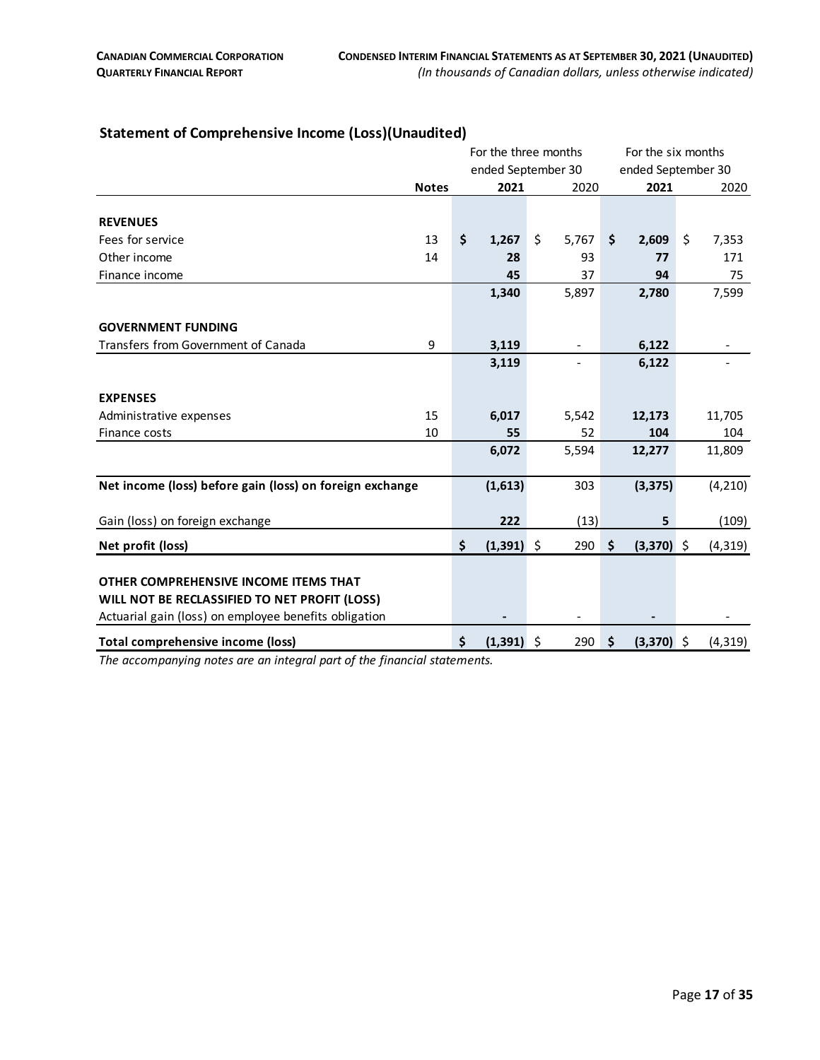## Statement of Comprehensive Income (Loss)(Unaudited)

| | Notes | For the three months ended September 30 2021 | 2020 | For the six months ended September 30 2021 | 2020 |
|---|---|---|---|---|---|
| **REVENUES** | | | | | |
| Fees for service | 13 | $ **1,267** | $ 5,767 | $ **2,609** | $ 7,353 |
| Other income | 14 | **28** | 93 | **77** | 171 |
| Finance income | | **45** | 37 | **94** | 75 |
| | | **1,340** | 5,897 | **2,780** | 7,599 |
| **GOVERNMENT FUNDING** | | | | | |
| Transfers from Government of Canada | 9 | **3,119** | - | **6,122** | - |
| | | **3,119** | - | **6,122** | - |
| **EXPENSES** | | | | | |
| Administrative expenses | 15 | **6,017** | 5,542 | **12,173** | 11,705 |
| Finance costs | 10 | **55** | 52 | **104** | 104 |
| | | **6,072** | 5,594 | **12,277** | 11,809 |
| **Net income (loss) before gain (loss) on foreign exchange** | | **(1,613)** | 303 | **(3,375)** | (4,210) |
| Gain (loss) on foreign exchange | | **222** | (13) | **5** | (109) |
| **Net profit (loss)** | | $ **(1,391)** | $ 290 | $ **(3,370)** | $ (4,319) |
| **OTHER COMPREHENSIVE INCOME ITEMS THAT WILL NOT BE RECLASSIFIED TO NET PROFIT (LOSS)** | | | | | |
| Actuarial gain (loss) on employee benefits obligation | | **-** | - | **-** | - |
| **Total comprehensive income (loss)** | | $ **(1,391)** | $ 290 | $ **(3,370)** | $ (4,319) |

*The accompanying notes are an integral part of the financial statements.*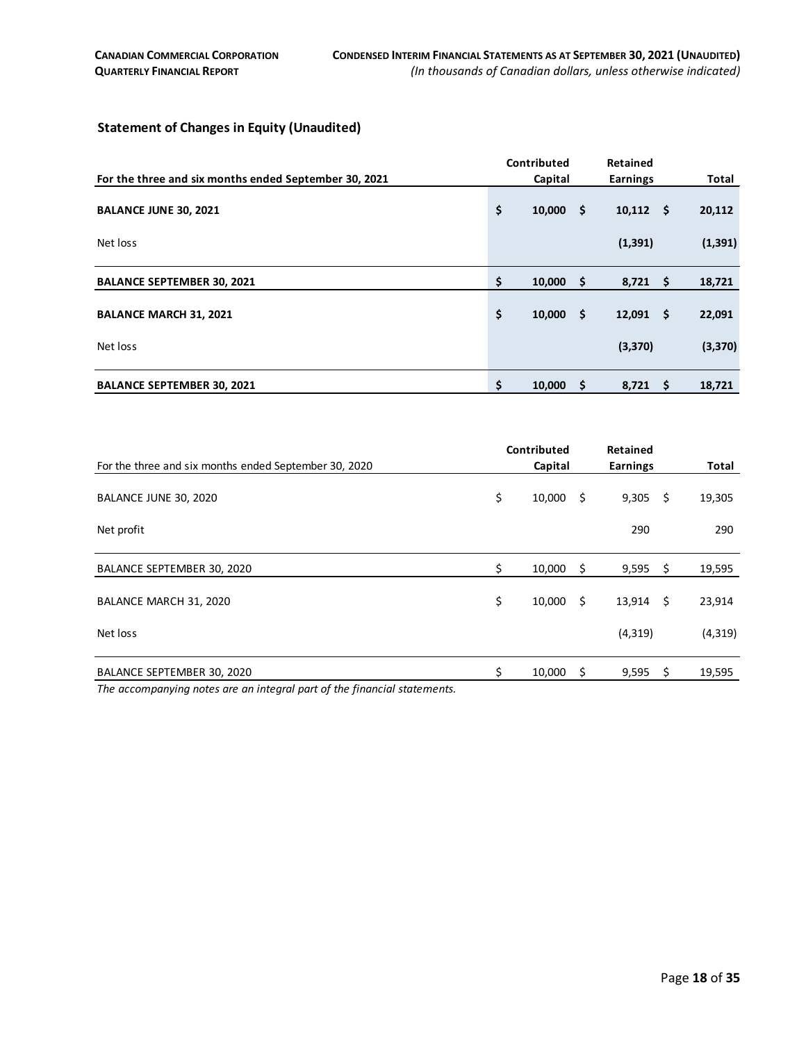## Statement of Changes in Equity (Unaudited)

| For the three and six months ended September 30, 2021 | Contributed Capital | Retained Earnings | Total |
|---|---|---|---|
| **BALANCE JUNE 30, 2021** | **$ 10,000** | **$ 10,112** | **$ 20,112** |
| Net loss | | **(1,391)** | **(1,391)** |
| **BALANCE SEPTEMBER 30, 2021** | **$ 10,000** | **$ 8,721** | **$ 18,721** |
| **BALANCE MARCH 31, 2021** | **$ 10,000** | **$ 12,091** | **$ 22,091** |
| Net loss | | **(3,370)** | **(3,370)** |
| **BALANCE SEPTEMBER 30, 2021** | **$ 10,000** | **$ 8,721** | **$ 18,721** |

| For the three and six months ended September 30, 2020 | Contributed Capital | Retained Earnings | Total |
|---|---|---|---|
| BALANCE JUNE 30, 2020 | $ 10,000 | $ 9,305 | $ 19,305 |
| Net profit | | 290 | 290 |
| BALANCE SEPTEMBER 30, 2020 | $ 10,000 | $ 9,595 | $ 19,595 |
| BALANCE MARCH 31, 2020 | $ 10,000 | $ 13,914 | $ 23,914 |
| Net loss | | (4,319) | (4,319) |
| BALANCE SEPTEMBER 30, 2020 | $ 10,000 | $ 9,595 | $ 19,595 |

*The accompanying notes are an integral part of the financial statements.*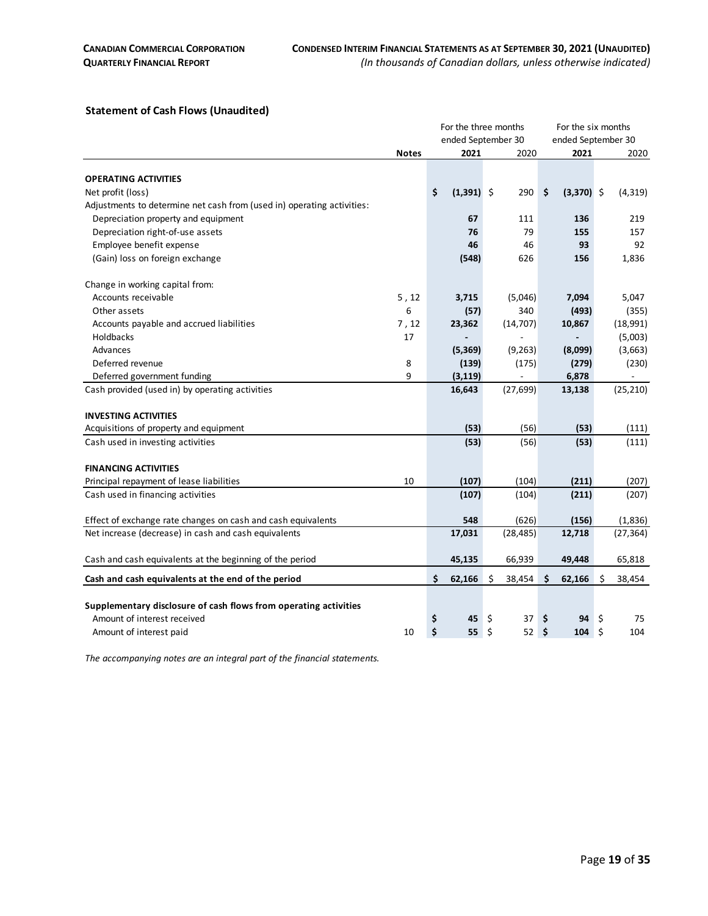### Statement of Cash Flows (Unaudited)

| | Notes | For the three months ended September 30 2021 | 2020 | For the six months ended September 30 2021 | 2020 |
|---|---|---|---|---|---|
| **OPERATING ACTIVITIES** | | | | | |
| Net profit (loss) | | **$ (1,391)** | $ 290 | **$ (3,370)** | $ (4,319) |
| Adjustments to determine net cash from (used in) operating activities: | | | | | |
| Depreciation property and equipment | | **67** | 111 | **136** | 219 |
| Depreciation right-of-use assets | | **76** | 79 | **155** | 157 |
| Employee benefit expense | | **46** | 46 | **93** | 92 |
| (Gain) loss on foreign exchange | | **(548)** | 626 | **156** | 1,836 |
| Change in working capital from: | | | | | |
| Accounts receivable | 5 , 12 | **3,715** | (5,046) | **7,094** | 5,047 |
| Other assets | 6 | **(57)** | 340 | **(493)** | (355) |
| Accounts payable and accrued liabilities | 7 , 12 | **23,362** | (14,707) | **10,867** | (18,991) |
| Holdbacks | 17 | **-** | - | **-** | (5,003) |
| Advances | | **(5,369)** | (9,263) | **(8,099)** | (3,663) |
| Deferred revenue | 8 | **(139)** | (175) | **(279)** | (230) |
| Deferred government funding | 9 | **(3,119)** | - | **6,878** | - |
| Cash provided (used in) by operating activities | | **16,643** | (27,699) | **13,138** | (25,210) |
| **INVESTING ACTIVITIES** | | | | | |
| Acquisitions of property and equipment | | **(53)** | (56) | **(53)** | (111) |
| Cash used in investing activities | | **(53)** | (56) | **(53)** | (111) |
| **FINANCING ACTIVITIES** | | | | | |
| Principal repayment of lease liabilities | 10 | **(107)** | (104) | **(211)** | (207) |
| Cash used in financing activities | | **(107)** | (104) | **(211)** | (207) |
| Effect of exchange rate changes on cash and cash equivalents | | **548** | (626) | **(156)** | (1,836) |
| Net increase (decrease) in cash and cash equivalents | | **17,031** | (28,485) | **12,718** | (27,364) |
| Cash and cash equivalents at the beginning of the period | | **45,135** | 66,939 | **49,448** | 65,818 |
| **Cash and cash equivalents at the end of the period** | | **$ 62,166** | $ 38,454 | **$ 62,166** | $ 38,454 |
| **Supplementary disclosure of cash flows from operating activities** | | | | | |
| Amount of interest received | | **$ 45** | $ 37 | **$ 94** | $ 75 |
| Amount of interest paid | 10 | **$ 55** | $ 52 | **$ 104** | $ 104 |

*The accompanying notes are an integral part of the financial statements.*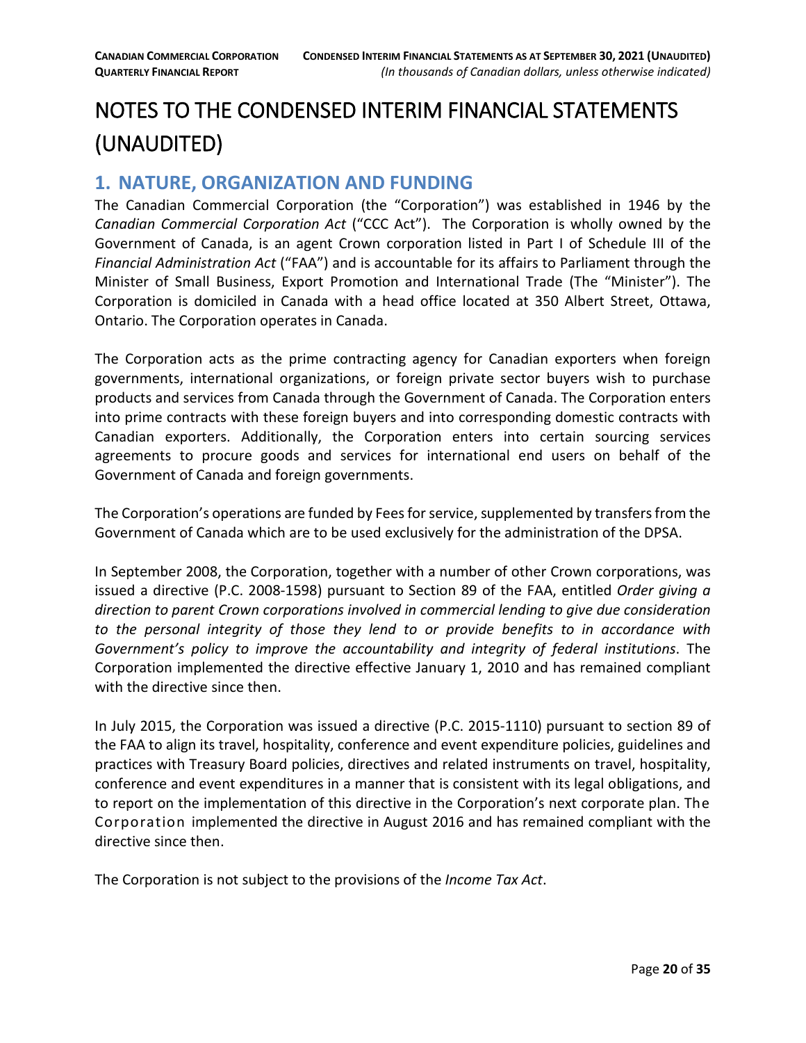# NOTES TO THE CONDENSED INTERIM FINANCIAL STATEMENTS (UNAUDITED)

## 1. NATURE, ORGANIZATION AND FUNDING

The Canadian Commercial Corporation (the "Corporation") was established in 1946 by the *Canadian Commercial Corporation Act* ("CCC Act"). The Corporation is wholly owned by the Government of Canada, is an agent Crown corporation listed in Part I of Schedule III of the *Financial Administration Act* ("FAA") and is accountable for its affairs to Parliament through the Minister of Small Business, Export Promotion and International Trade (The "Minister"). The Corporation is domiciled in Canada with a head office located at 350 Albert Street, Ottawa, Ontario. The Corporation operates in Canada.

The Corporation acts as the prime contracting agency for Canadian exporters when foreign governments, international organizations, or foreign private sector buyers wish to purchase products and services from Canada through the Government of Canada. The Corporation enters into prime contracts with these foreign buyers and into corresponding domestic contracts with Canadian exporters. Additionally, the Corporation enters into certain sourcing services agreements to procure goods and services for international end users on behalf of the Government of Canada and foreign governments.

The Corporation's operations are funded by Fees for service, supplemented by transfers from the Government of Canada which are to be used exclusively for the administration of the DPSA.

In September 2008, the Corporation, together with a number of other Crown corporations, was issued a directive (P.C. 2008-1598) pursuant to Section 89 of the FAA, entitled *Order giving a direction to parent Crown corporations involved in commercial lending to give due consideration to the personal integrity of those they lend to or provide benefits to in accordance with Government's policy to improve the accountability and integrity of federal institutions*. The Corporation implemented the directive effective January 1, 2010 and has remained compliant with the directive since then.

In July 2015, the Corporation was issued a directive (P.C. 2015-1110) pursuant to section 89 of the FAA to align its travel, hospitality, conference and event expenditure policies, guidelines and practices with Treasury Board policies, directives and related instruments on travel, hospitality, conference and event expenditures in a manner that is consistent with its legal obligations, and to report on the implementation of this directive in the Corporation's next corporate plan. The Corporation implemented the directive in August 2016 and has remained compliant with the directive since then.

The Corporation is not subject to the provisions of the *Income Tax Act*.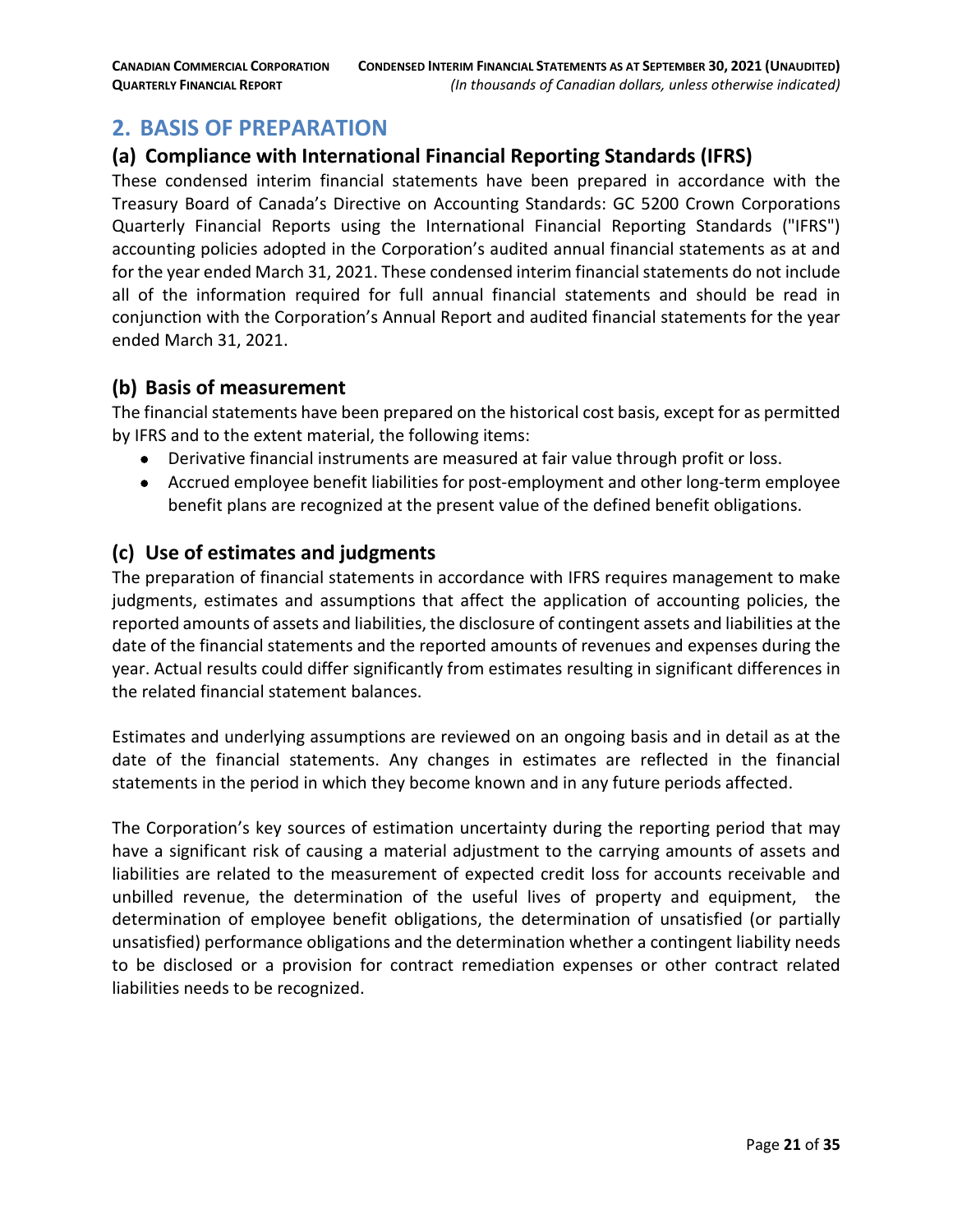## 2. BASIS OF PREPARATION

### (a) Compliance with International Financial Reporting Standards (IFRS)

These condensed interim financial statements have been prepared in accordance with the Treasury Board of Canada's Directive on Accounting Standards: GC 5200 Crown Corporations Quarterly Financial Reports using the International Financial Reporting Standards ("IFRS") accounting policies adopted in the Corporation's audited annual financial statements as at and for the year ended March 31, 2021. These condensed interim financial statements do not include all of the information required for full annual financial statements and should be read in conjunction with the Corporation's Annual Report and audited financial statements for the year ended March 31, 2021.

### (b) Basis of measurement

The financial statements have been prepared on the historical cost basis, except for as permitted by IFRS and to the extent material, the following items:

- Derivative financial instruments are measured at fair value through profit or loss.
- Accrued employee benefit liabilities for post-employment and other long-term employee benefit plans are recognized at the present value of the defined benefit obligations.

### (c) Use of estimates and judgments

The preparation of financial statements in accordance with IFRS requires management to make judgments, estimates and assumptions that affect the application of accounting policies, the reported amounts of assets and liabilities, the disclosure of contingent assets and liabilities at the date of the financial statements and the reported amounts of revenues and expenses during the year. Actual results could differ significantly from estimates resulting in significant differences in the related financial statement balances.

Estimates and underlying assumptions are reviewed on an ongoing basis and in detail as at the date of the financial statements. Any changes in estimates are reflected in the financial statements in the period in which they become known and in any future periods affected.

The Corporation's key sources of estimation uncertainty during the reporting period that may have a significant risk of causing a material adjustment to the carrying amounts of assets and liabilities are related to the measurement of expected credit loss for accounts receivable and unbilled revenue, the determination of the useful lives of property and equipment, the determination of employee benefit obligations, the determination of unsatisfied (or partially unsatisfied) performance obligations and the determination whether a contingent liability needs to be disclosed or a provision for contract remediation expenses or other contract related liabilities needs to be recognized.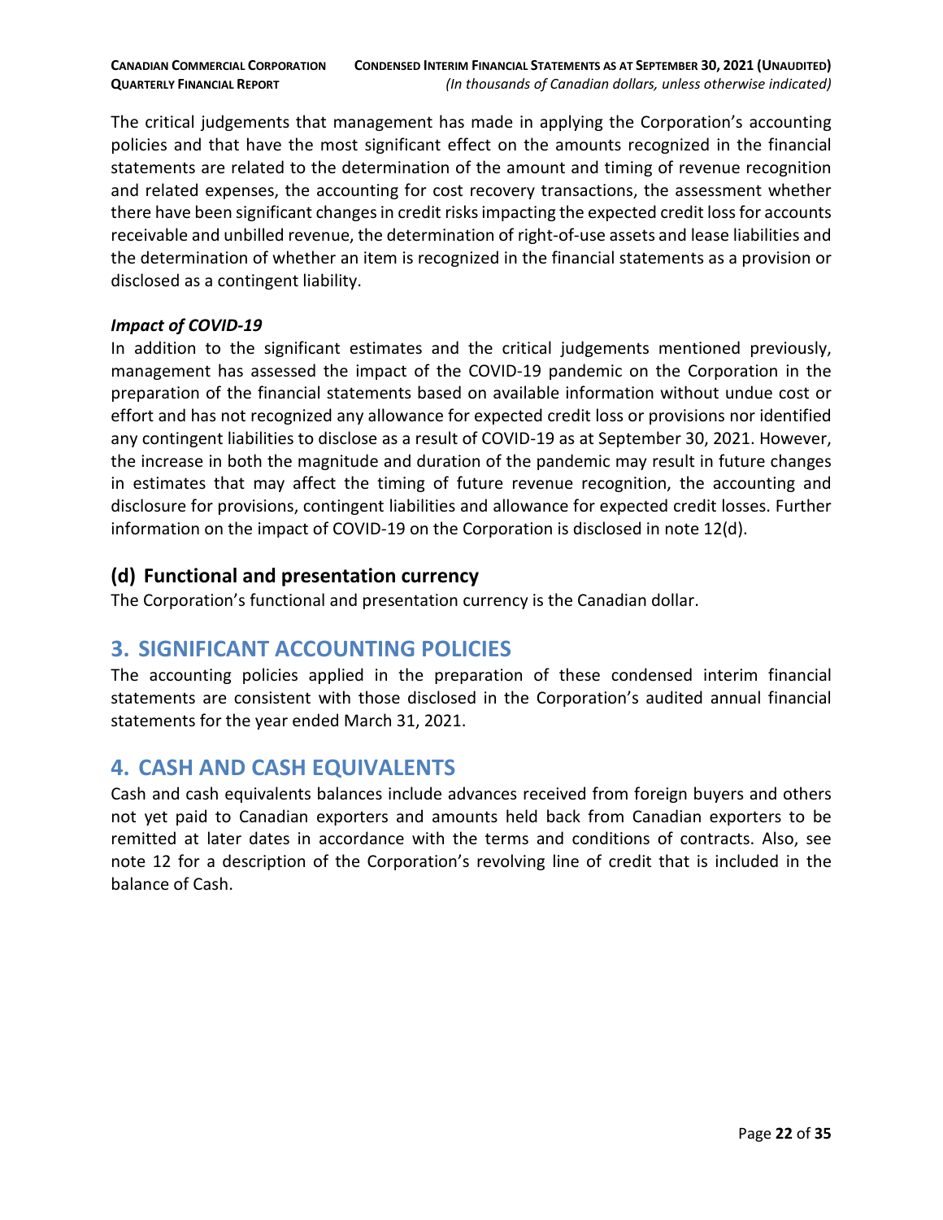The critical judgements that management has made in applying the Corporation's accounting policies and that have the most significant effect on the amounts recognized in the financial statements are related to the determination of the amount and timing of revenue recognition and related expenses, the accounting for cost recovery transactions, the assessment whether there have been significant changes in credit risks impacting the expected credit loss for accounts receivable and unbilled revenue, the determination of right-of-use assets and lease liabilities and the determination of whether an item is recognized in the financial statements as a provision or disclosed as a contingent liability.

***Impact of COVID-19***

In addition to the significant estimates and the critical judgements mentioned previously, management has assessed the impact of the COVID-19 pandemic on the Corporation in the preparation of the financial statements based on available information without undue cost or effort and has not recognized any allowance for expected credit loss or provisions nor identified any contingent liabilities to disclose as a result of COVID-19 as at September 30, 2021. However, the increase in both the magnitude and duration of the pandemic may result in future changes in estimates that may affect the timing of future revenue recognition, the accounting and disclosure for provisions, contingent liabilities and allowance for expected credit losses. Further information on the impact of COVID-19 on the Corporation is disclosed in note 12(d).

### (d) Functional and presentation currency

The Corporation's functional and presentation currency is the Canadian dollar.

## 3. SIGNIFICANT ACCOUNTING POLICIES

The accounting policies applied in the preparation of these condensed interim financial statements are consistent with those disclosed in the Corporation's audited annual financial statements for the year ended March 31, 2021.

## 4. CASH AND CASH EQUIVALENTS

Cash and cash equivalents balances include advances received from foreign buyers and others not yet paid to Canadian exporters and amounts held back from Canadian exporters to be remitted at later dates in accordance with the terms and conditions of contracts. Also, see note 12 for a description of the Corporation's revolving line of credit that is included in the balance of Cash.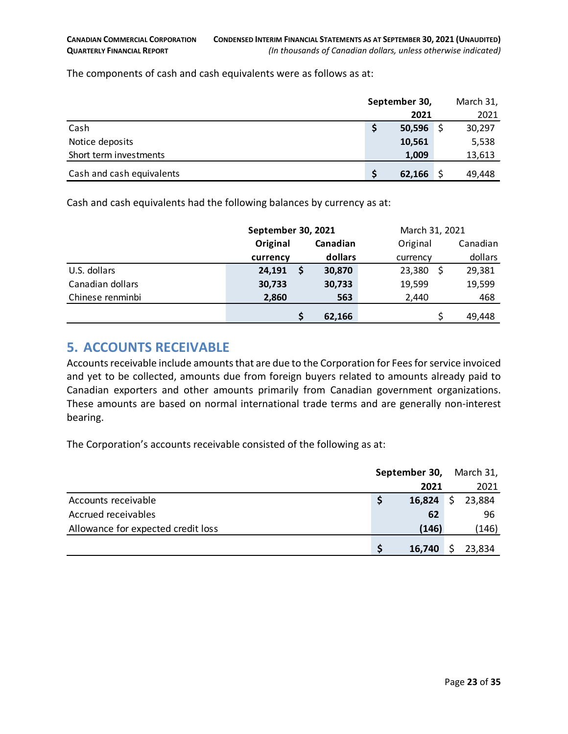The components of cash and cash equivalents were as follows as at:

| | September 30, 2021 | March 31, 2021 |
|---|---|---|
| Cash | $ 50,596 | $ 30,297 |
| Notice deposits | 10,561 | 5,538 |
| Short term investments | 1,009 | 13,613 |
| Cash and cash equivalents | $ 62,166 | $ 49,448 |

Cash and cash equivalents had the following balances by currency as at:

| | September 30, 2021 | | March 31, 2021 | |
|---|---|---|---|---|
| | Original currency | Canadian dollars | Original currency | Canadian dollars |
| U.S. dollars | 24,191 | $ 30,870 | 23,380 | $ 29,381 |
| Canadian dollars | 30,733 | 30,733 | 19,599 | 19,599 |
| Chinese renminbi | 2,860 | 563 | 2,440 | 468 |
| | | $ 62,166 | | $ 49,448 |

## 5. ACCOUNTS RECEIVABLE

Accounts receivable include amounts that are due to the Corporation for Fees for service invoiced and yet to be collected, amounts due from foreign buyers related to amounts already paid to Canadian exporters and other amounts primarily from Canadian government organizations. These amounts are based on normal international trade terms and are generally non-interest bearing.

The Corporation's accounts receivable consisted of the following as at:

| | September 30, 2021 | March 31, 2021 |
|---|---|---|
| Accounts receivable | $ 16,824 | $ 23,884 |
| Accrued receivables | 62 | 96 |
| Allowance for expected credit loss | (146) | (146) |
| | $ 16,740 | $ 23,834 |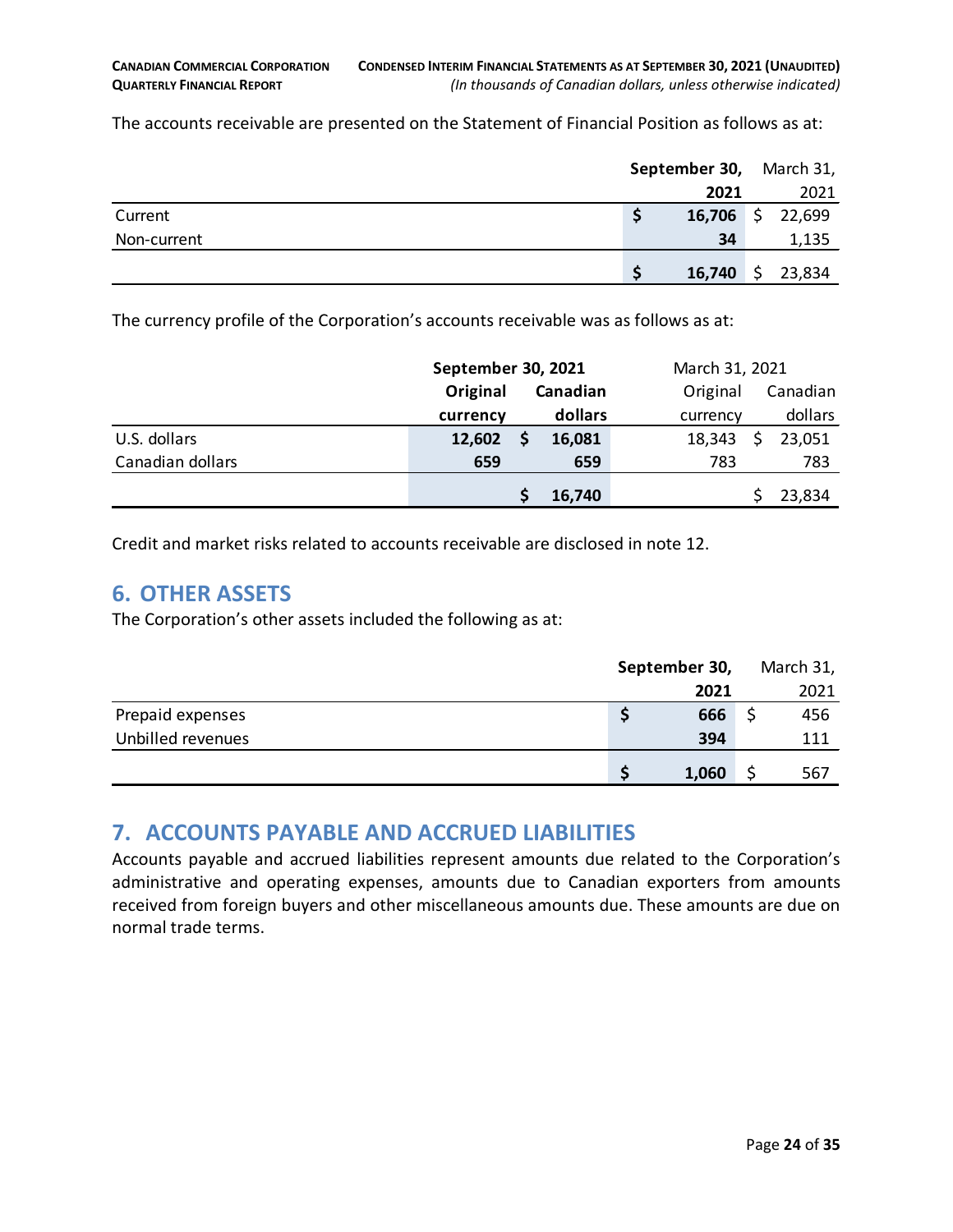The accounts receivable are presented on the Statement of Financial Position as follows as at:

| | September 30, 2021 | March 31, 2021 |
|---|---|---|
| Current | $ 16,706 | $ 22,699 |
| Non-current | 34 | 1,135 |
| | $ 16,740 | $ 23,834 |

The currency profile of the Corporation's accounts receivable was as follows as at:

| | September 30, 2021 | | March 31, 2021 | |
|---|---|---|---|---|
| | Original currency | Canadian dollars | Original currency | Canadian dollars |
| U.S. dollars | 12,602 | $ 16,081 | 18,343 | $ 23,051 |
| Canadian dollars | 659 | 659 | 783 | 783 |
| | | $ 16,740 | | $ 23,834 |

Credit and market risks related to accounts receivable are disclosed in note 12.

## 6. OTHER ASSETS

The Corporation's other assets included the following as at:

| | September 30, 2021 | March 31, 2021 |
|---|---|---|
| Prepaid expenses | $ 666 | $ 456 |
| Unbilled revenues | 394 | 111 |
| | $ 1,060 | $ 567 |

## 7. ACCOUNTS PAYABLE AND ACCRUED LIABILITIES

Accounts payable and accrued liabilities represent amounts due related to the Corporation's administrative and operating expenses, amounts due to Canadian exporters from amounts received from foreign buyers and other miscellaneous amounts due. These amounts are due on normal trade terms.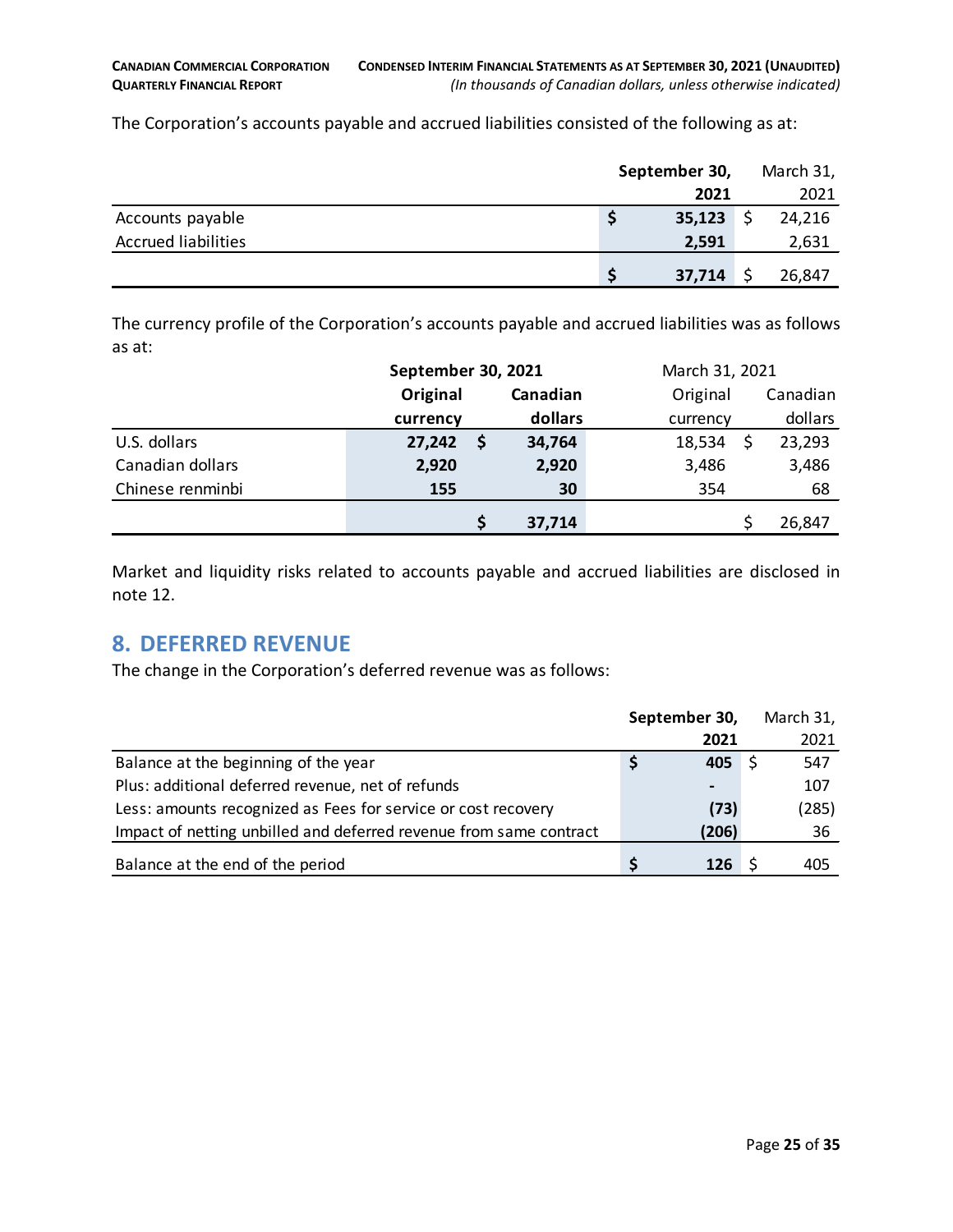The Corporation's accounts payable and accrued liabilities consisted of the following as at:

| | September 30, 2021 | March 31, 2021 |
|---|---|---|
| Accounts payable | $ 35,123 | $ 24,216 |
| Accrued liabilities | 2,591 | 2,631 |
| | $ 37,714 | $ 26,847 |

The currency profile of the Corporation's accounts payable and accrued liabilities was as follows as at:

| | September 30, 2021 | | March 31, 2021 | |
|---|---|---|---|---|
| | Original currency | Canadian dollars | Original currency | Canadian dollars |
| U.S. dollars | 27,242 | $ 34,764 | 18,534 | $ 23,293 |
| Canadian dollars | 2,920 | 2,920 | 3,486 | 3,486 |
| Chinese renminbi | 155 | 30 | 354 | 68 |
| | | $ 37,714 | | $ 26,847 |

Market and liquidity risks related to accounts payable and accrued liabilities are disclosed in note 12.

## 8. DEFERRED REVENUE

The change in the Corporation's deferred revenue was as follows:

| | September 30, 2021 | March 31, 2021 |
|---|---|---|
| Balance at the beginning of the year | $ 405 | $ 547 |
| Plus: additional deferred revenue, net of refunds | - | 107 |
| Less: amounts recognized as Fees for service or cost recovery | (73) | (285) |
| Impact of netting unbilled and deferred revenue from same contract | (206) | 36 |
| Balance at the end of the period | $ 126 | $ 405 |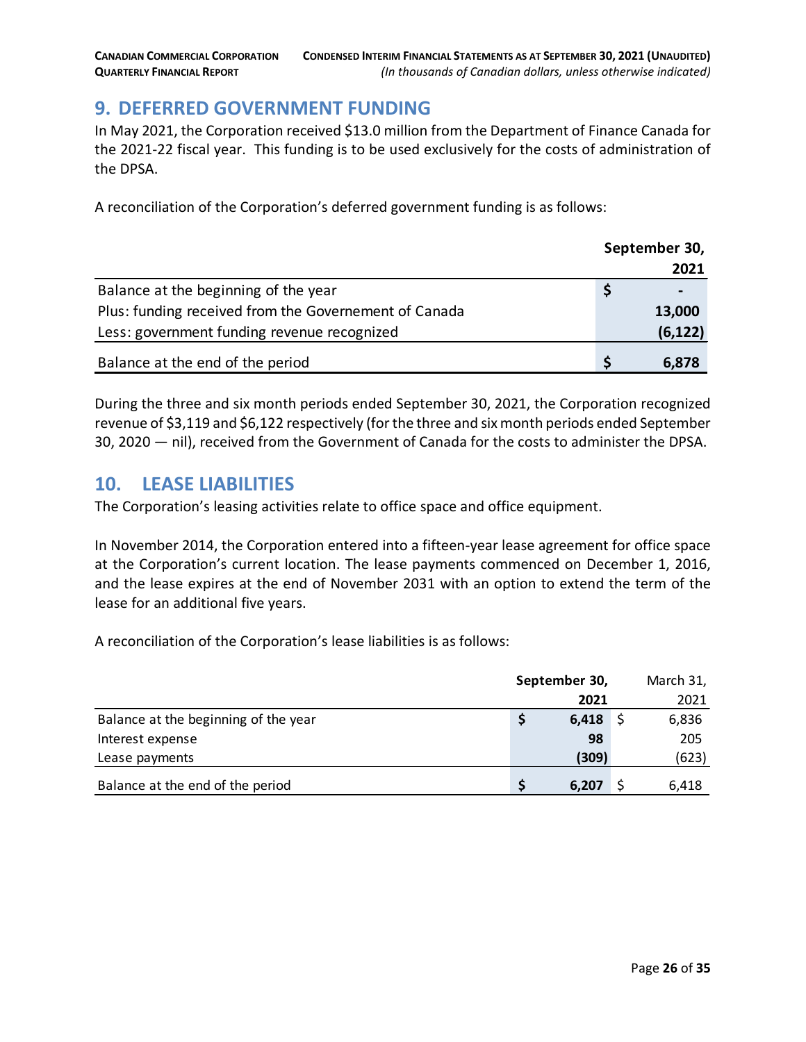## 9. DEFERRED GOVERNMENT FUNDING

In May 2021, the Corporation received $13.0 million from the Department of Finance Canada for the 2021-22 fiscal year. This funding is to be used exclusively for the costs of administration of the DPSA.

A reconciliation of the Corporation's deferred government funding is as follows:

| | September 30, 2021 |
|---|---|
| Balance at the beginning of the year | $ - |
| Plus: funding received from the Governement of Canada | 13,000 |
| Less: government funding revenue recognized | (6,122) |
| Balance at the end of the period | $ 6,878 |

During the three and six month periods ended September 30, 2021, the Corporation recognized revenue of $3,119 and $6,122 respectively (for the three and six month periods ended September 30, 2020 — nil), received from the Government of Canada for the costs to administer the DPSA.

## 10. LEASE LIABILITIES

The Corporation's leasing activities relate to office space and office equipment.

In November 2014, the Corporation entered into a fifteen-year lease agreement for office space at the Corporation's current location. The lease payments commenced on December 1, 2016, and the lease expires at the end of November 2031 with an option to extend the term of the lease for an additional five years.

A reconciliation of the Corporation's lease liabilities is as follows:

| | September 30, 2021 | March 31, 2021 |
|---|---|---|
| Balance at the beginning of the year | $ 6,418 | $ 6,836 |
| Interest expense | 98 | 205 |
| Lease payments | (309) | (623) |
| Balance at the end of the period | $ 6,207 | $ 6,418 |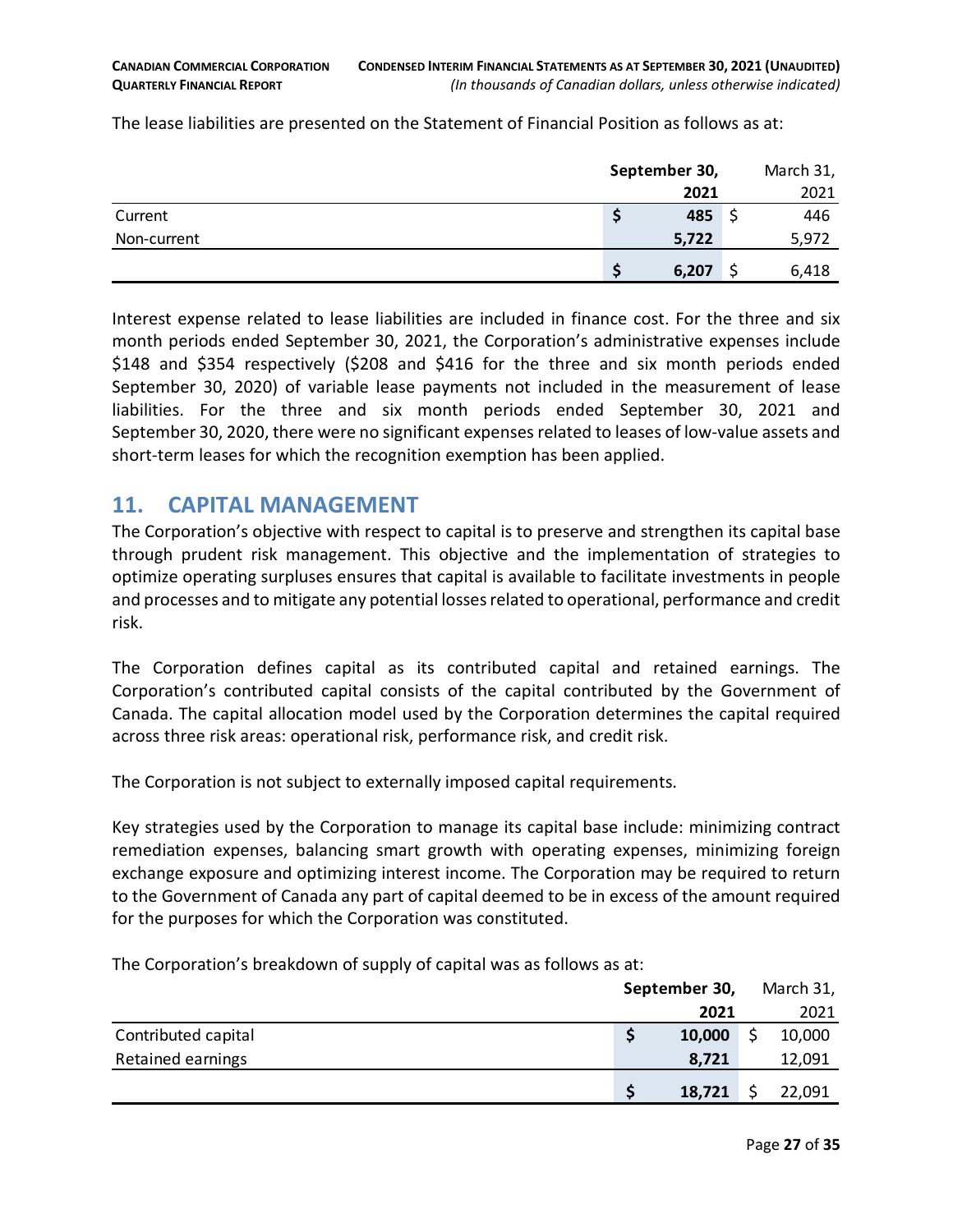The lease liabilities are presented on the Statement of Financial Position as follows as at:

| | September 30, 2021 | March 31, 2021 |
|---|---|---|
| Current | $ 485 | $ 446 |
| Non-current | 5,722 | 5,972 |
| | $ 6,207 | $ 6,418 |

Interest expense related to lease liabilities are included in finance cost. For the three and six month periods ended September 30, 2021, the Corporation's administrative expenses include $148 and $354 respectively ($208 and $416 for the three and six month periods ended September 30, 2020) of variable lease payments not included in the measurement of lease liabilities. For the three and six month periods ended September 30, 2021 and September 30, 2020, there were no significant expenses related to leases of low-value assets and short-term leases for which the recognition exemption has been applied.

## 11. CAPITAL MANAGEMENT

The Corporation's objective with respect to capital is to preserve and strengthen its capital base through prudent risk management. This objective and the implementation of strategies to optimize operating surpluses ensures that capital is available to facilitate investments in people and processes and to mitigate any potential losses related to operational, performance and credit risk.

The Corporation defines capital as its contributed capital and retained earnings. The Corporation's contributed capital consists of the capital contributed by the Government of Canada. The capital allocation model used by the Corporation determines the capital required across three risk areas: operational risk, performance risk, and credit risk.

The Corporation is not subject to externally imposed capital requirements.

Key strategies used by the Corporation to manage its capital base include: minimizing contract remediation expenses, balancing smart growth with operating expenses, minimizing foreign exchange exposure and optimizing interest income. The Corporation may be required to return to the Government of Canada any part of capital deemed to be in excess of the amount required for the purposes for which the Corporation was constituted.

The Corporation's breakdown of supply of capital was as follows as at:

| | September 30, 2021 | March 31, 2021 |
|---|---|---|
| Contributed capital | $ 10,000 | $ 10,000 |
| Retained earnings | 8,721 | 12,091 |
| | $ 18,721 | $ 22,091 |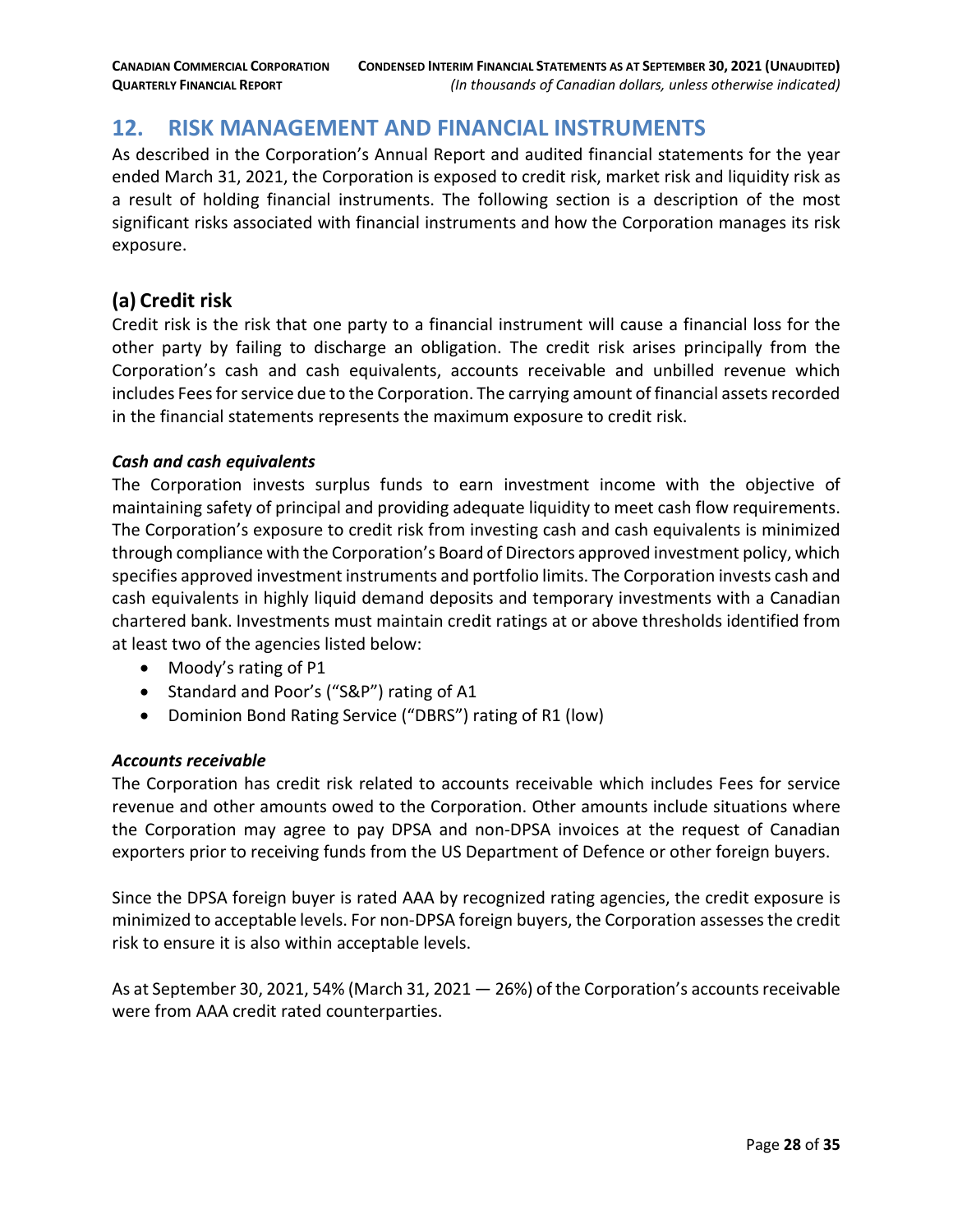## 12. RISK MANAGEMENT AND FINANCIAL INSTRUMENTS

As described in the Corporation's Annual Report and audited financial statements for the year ended March 31, 2021, the Corporation is exposed to credit risk, market risk and liquidity risk as a result of holding financial instruments. The following section is a description of the most significant risks associated with financial instruments and how the Corporation manages its risk exposure.

### (a) Credit risk

Credit risk is the risk that one party to a financial instrument will cause a financial loss for the other party by failing to discharge an obligation. The credit risk arises principally from the Corporation's cash and cash equivalents, accounts receivable and unbilled revenue which includes Fees for service due to the Corporation. The carrying amount of financial assets recorded in the financial statements represents the maximum exposure to credit risk.

***Cash and cash equivalents***

The Corporation invests surplus funds to earn investment income with the objective of maintaining safety of principal and providing adequate liquidity to meet cash flow requirements. The Corporation's exposure to credit risk from investing cash and cash equivalents is minimized through compliance with the Corporation's Board of Directors approved investment policy, which specifies approved investment instruments and portfolio limits. The Corporation invests cash and cash equivalents in highly liquid demand deposits and temporary investments with a Canadian chartered bank. Investments must maintain credit ratings at or above thresholds identified from at least two of the agencies listed below:

- Moody's rating of P1
- Standard and Poor's ("S&P") rating of A1
- Dominion Bond Rating Service ("DBRS") rating of R1 (low)

***Accounts receivable***

The Corporation has credit risk related to accounts receivable which includes Fees for service revenue and other amounts owed to the Corporation. Other amounts include situations where the Corporation may agree to pay DPSA and non-DPSA invoices at the request of Canadian exporters prior to receiving funds from the US Department of Defence or other foreign buyers.

Since the DPSA foreign buyer is rated AAA by recognized rating agencies, the credit exposure is minimized to acceptable levels. For non-DPSA foreign buyers, the Corporation assesses the credit risk to ensure it is also within acceptable levels.

As at September 30, 2021, 54% (March 31, 2021 — 26%) of the Corporation's accounts receivable were from AAA credit rated counterparties.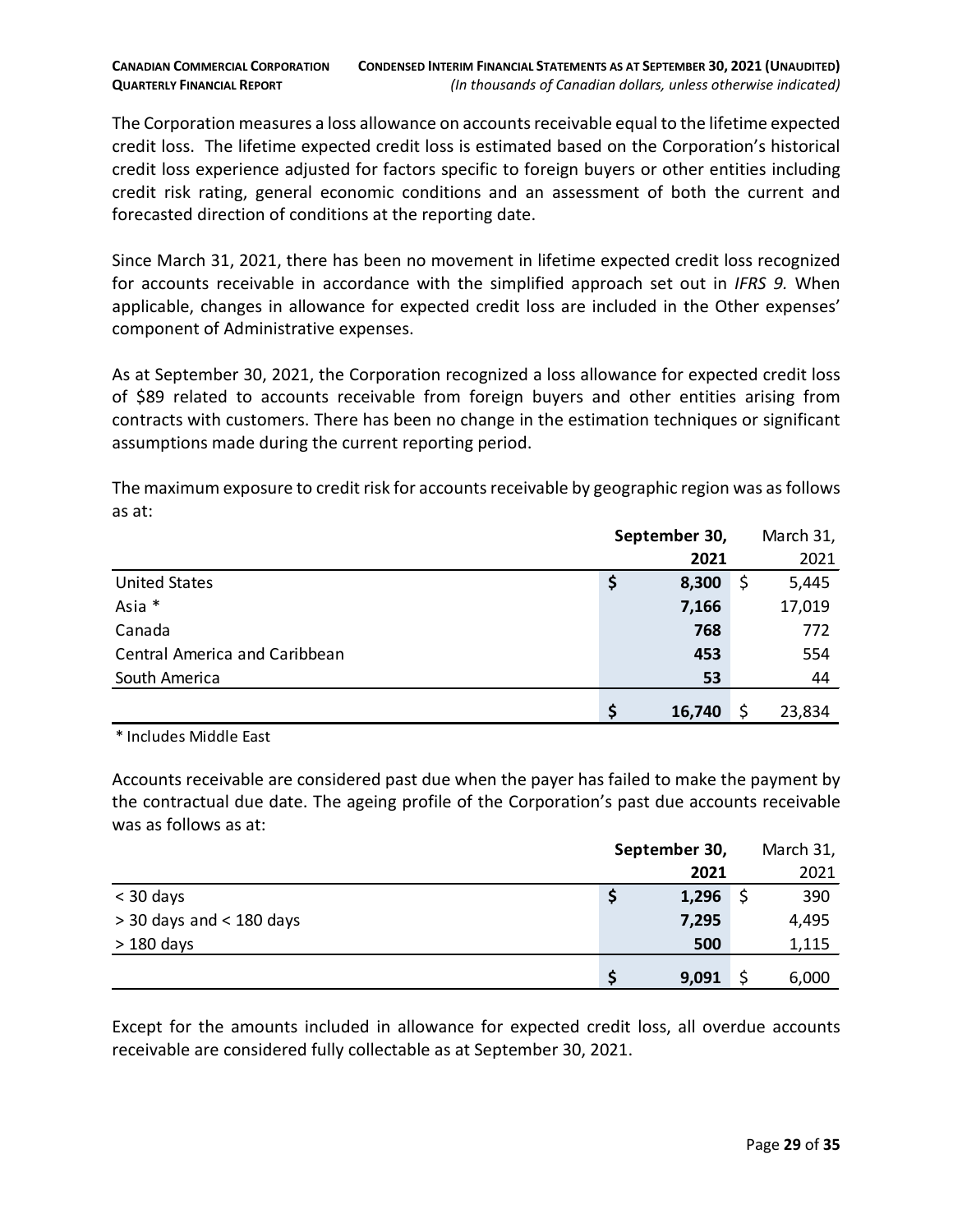The Corporation measures a loss allowance on accounts receivable equal to the lifetime expected credit loss. The lifetime expected credit loss is estimated based on the Corporation's historical credit loss experience adjusted for factors specific to foreign buyers or other entities including credit risk rating, general economic conditions and an assessment of both the current and forecasted direction of conditions at the reporting date.

Since March 31, 2021, there has been no movement in lifetime expected credit loss recognized for accounts receivable in accordance with the simplified approach set out in *IFRS 9.* When applicable, changes in allowance for expected credit loss are included in the Other expenses' component of Administrative expenses.

As at September 30, 2021, the Corporation recognized a loss allowance for expected credit loss of $89 related to accounts receivable from foreign buyers and other entities arising from contracts with customers. There has been no change in the estimation techniques or significant assumptions made during the current reporting period.

The maximum exposure to credit risk for accounts receivable by geographic region was as follows as at:

| | **September 30, 2021** | March 31, 2021 |
|---|---|---|
| United States | **$ 8,300** | $ 5,445 |
| Asia * | **7,166** | 17,019 |
| Canada | **768** | 772 |
| Central America and Caribbean | **453** | 554 |
| South America | **53** | 44 |
| | **$ 16,740** | $ 23,834 |

\* Includes Middle East

Accounts receivable are considered past due when the payer has failed to make the payment by the contractual due date. The ageing profile of the Corporation's past due accounts receivable was as follows as at:

| | **September 30, 2021** | March 31, 2021 |
|---|---|---|
| < 30 days | **$ 1,296** | $ 390 |
| > 30 days and < 180 days | **7,295** | 4,495 |
| > 180 days | **500** | 1,115 |
| | **$ 9,091** | $ 6,000 |

Except for the amounts included in allowance for expected credit loss, all overdue accounts receivable are considered fully collectable as at September 30, 2021.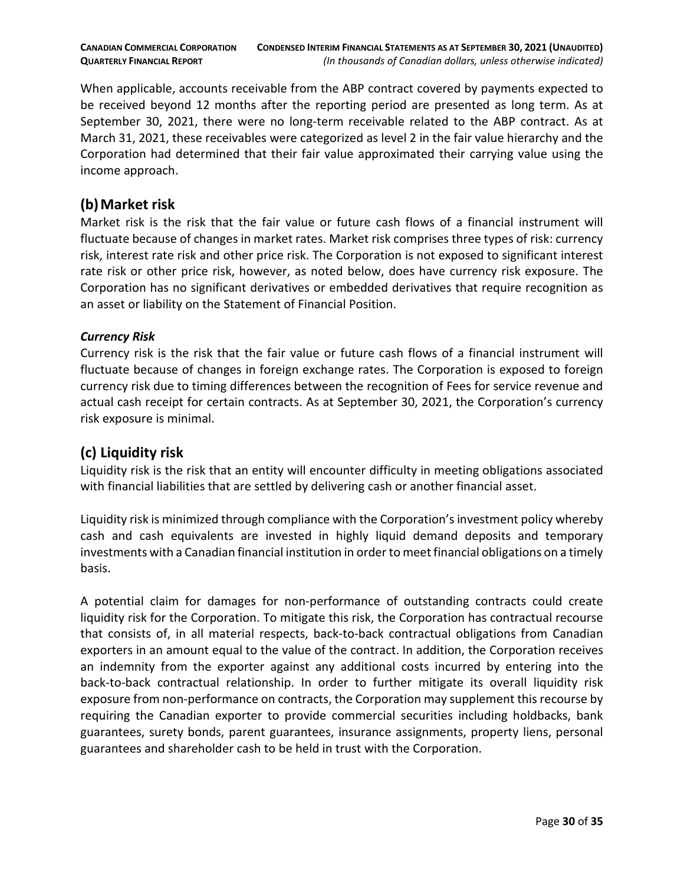When applicable, accounts receivable from the ABP contract covered by payments expected to be received beyond 12 months after the reporting period are presented as long term. As at September 30, 2021, there were no long-term receivable related to the ABP contract. As at March 31, 2021, these receivables were categorized as level 2 in the fair value hierarchy and the Corporation had determined that their fair value approximated their carrying value using the income approach.

## (b) Market risk

Market risk is the risk that the fair value or future cash flows of a financial instrument will fluctuate because of changes in market rates. Market risk comprises three types of risk: currency risk, interest rate risk and other price risk. The Corporation is not exposed to significant interest rate risk or other price risk, however, as noted below, does have currency risk exposure. The Corporation has no significant derivatives or embedded derivatives that require recognition as an asset or liability on the Statement of Financial Position.

***Currency Risk***

Currency risk is the risk that the fair value or future cash flows of a financial instrument will fluctuate because of changes in foreign exchange rates. The Corporation is exposed to foreign currency risk due to timing differences between the recognition of Fees for service revenue and actual cash receipt for certain contracts. As at September 30, 2021, the Corporation's currency risk exposure is minimal.

## (c) Liquidity risk

Liquidity risk is the risk that an entity will encounter difficulty in meeting obligations associated with financial liabilities that are settled by delivering cash or another financial asset.

Liquidity risk is minimized through compliance with the Corporation's investment policy whereby cash and cash equivalents are invested in highly liquid demand deposits and temporary investments with a Canadian financial institution in order to meet financial obligations on a timely basis.

A potential claim for damages for non-performance of outstanding contracts could create liquidity risk for the Corporation. To mitigate this risk, the Corporation has contractual recourse that consists of, in all material respects, back-to-back contractual obligations from Canadian exporters in an amount equal to the value of the contract. In addition, the Corporation receives an indemnity from the exporter against any additional costs incurred by entering into the back-to-back contractual relationship. In order to further mitigate its overall liquidity risk exposure from non-performance on contracts, the Corporation may supplement this recourse by requiring the Canadian exporter to provide commercial securities including holdbacks, bank guarantees, surety bonds, parent guarantees, insurance assignments, property liens, personal guarantees and shareholder cash to be held in trust with the Corporation.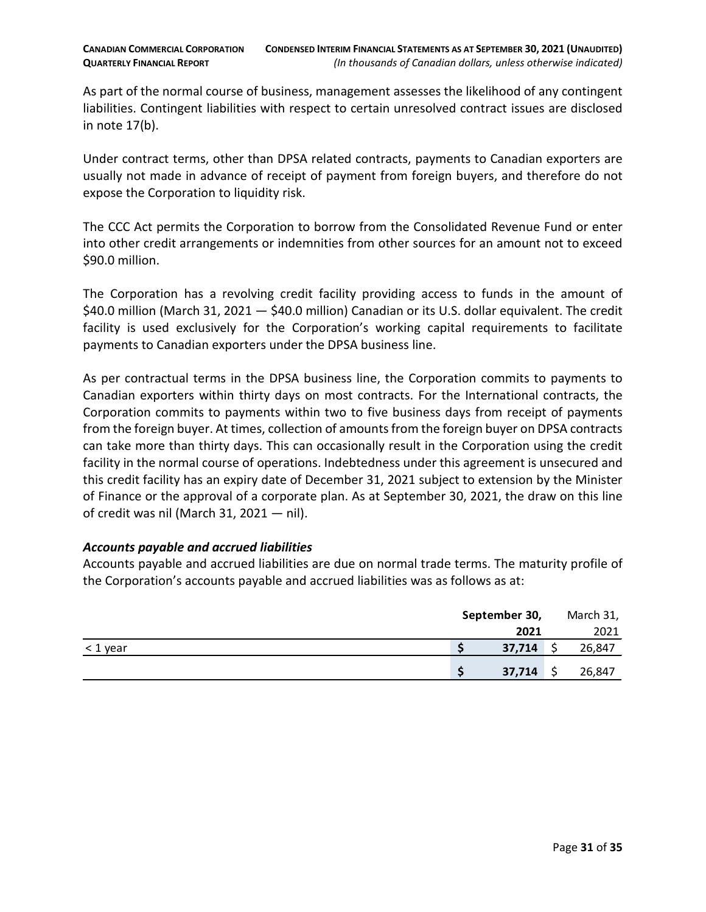As part of the normal course of business, management assesses the likelihood of any contingent liabilities. Contingent liabilities with respect to certain unresolved contract issues are disclosed in note 17(b).

Under contract terms, other than DPSA related contracts, payments to Canadian exporters are usually not made in advance of receipt of payment from foreign buyers, and therefore do not expose the Corporation to liquidity risk.

The CCC Act permits the Corporation to borrow from the Consolidated Revenue Fund or enter into other credit arrangements or indemnities from other sources for an amount not to exceed $90.0 million.

The Corporation has a revolving credit facility providing access to funds in the amount of $40.0 million (March 31, 2021 — $40.0 million) Canadian or its U.S. dollar equivalent. The credit facility is used exclusively for the Corporation's working capital requirements to facilitate payments to Canadian exporters under the DPSA business line.

As per contractual terms in the DPSA business line, the Corporation commits to payments to Canadian exporters within thirty days on most contracts. For the International contracts, the Corporation commits to payments within two to five business days from receipt of payments from the foreign buyer. At times, collection of amounts from the foreign buyer on DPSA contracts can take more than thirty days. This can occasionally result in the Corporation using the credit facility in the normal course of operations. Indebtedness under this agreement is unsecured and this credit facility has an expiry date of December 31, 2021 subject to extension by the Minister of Finance or the approval of a corporate plan. As at September 30, 2021, the draw on this line of credit was nil (March 31, 2021 — nil).

***Accounts payable and accrued liabilities***

Accounts payable and accrued liabilities are due on normal trade terms. The maturity profile of the Corporation's accounts payable and accrued liabilities was as follows as at:

| | **September 30, 2021** | March 31, 2021 |
|---|---|---|
| < 1 year | **$ 37,714** | $ 26,847 |
| | **$ 37,714** | $ 26,847 |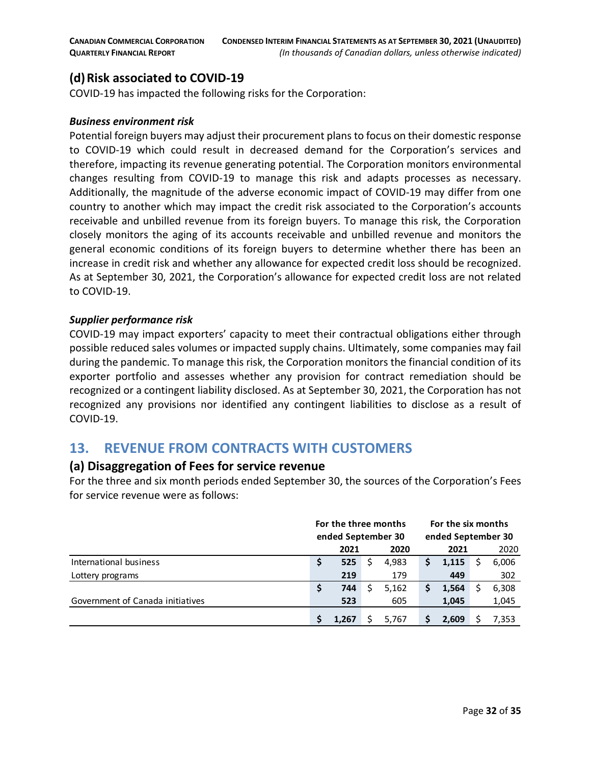## (d) Risk associated to COVID-19

COVID-19 has impacted the following risks for the Corporation:

### *Business environment risk*

Potential foreign buyers may adjust their procurement plans to focus on their domestic response to COVID-19 which could result in decreased demand for the Corporation's services and therefore, impacting its revenue generating potential. The Corporation monitors environmental changes resulting from COVID-19 to manage this risk and adapts processes as necessary. Additionally, the magnitude of the adverse economic impact of COVID-19 may differ from one country to another which may impact the credit risk associated to the Corporation's accounts receivable and unbilled revenue from its foreign buyers. To manage this risk, the Corporation closely monitors the aging of its accounts receivable and unbilled revenue and monitors the general economic conditions of its foreign buyers to determine whether there has been an increase in credit risk and whether any allowance for expected credit loss should be recognized. As at September 30, 2021, the Corporation's allowance for expected credit loss are not related to COVID-19.

### *Supplier performance risk*

COVID-19 may impact exporters' capacity to meet their contractual obligations either through possible reduced sales volumes or impacted supply chains. Ultimately, some companies may fail during the pandemic. To manage this risk, the Corporation monitors the financial condition of its exporter portfolio and assesses whether any provision for contract remediation should be recognized or a contingent liability disclosed. As at September 30, 2021, the Corporation has not recognized any provisions nor identified any contingent liabilities to disclose as a result of COVID-19.

# 13. REVENUE FROM CONTRACTS WITH CUSTOMERS

## (a) Disaggregation of Fees for service revenue

For the three and six month periods ended September 30, the sources of the Corporation's Fees for service revenue were as follows:

| | For the three months ended September 30 | | For the six months ended September 30 | |
|---|---|---|---|---|
| | **2021** | 2020 | **2021** | 2020 |
| International business | **$ 525** | $ 4,983 | **$ 1,115** | $ 6,006 |
| Lottery programs | **219** | 179 | **449** | 302 |
| | **$ 744** | $ 5,162 | **$ 1,564** | $ 6,308 |
| Government of Canada initiatives | **523** | 605 | **1,045** | 1,045 |
| | **$ 1,267** | $ 5,767 | **$ 2,609** | $ 7,353 |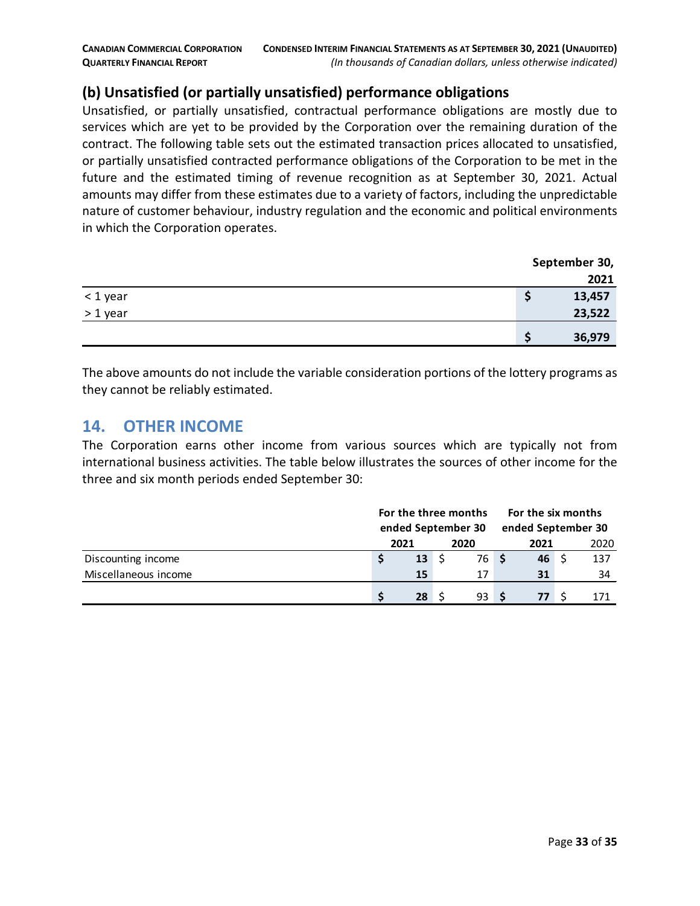## (b) Unsatisfied (or partially unsatisfied) performance obligations

Unsatisfied, or partially unsatisfied, contractual performance obligations are mostly due to services which are yet to be provided by the Corporation over the remaining duration of the contract. The following table sets out the estimated transaction prices allocated to unsatisfied, or partially unsatisfied contracted performance obligations of the Corporation to be met in the future and the estimated timing of revenue recognition as at September 30, 2021. Actual amounts may differ from these estimates due to a variety of factors, including the unpredictable nature of customer behaviour, industry regulation and the economic and political environments in which the Corporation operates.

| | September 30, 2021 |
|---|---|
| < 1 year | $ 13,457 |
| > 1 year | 23,522 |
| | $ 36,979 |

The above amounts do not include the variable consideration portions of the lottery programs as they cannot be reliably estimated.

## 14. OTHER INCOME

The Corporation earns other income from various sources which are typically not from international business activities. The table below illustrates the sources of other income for the three and six month periods ended September 30:

| | For the three months ended September 30 | | For the six months ended September 30 | |
|---|---|---|---|---|
| | 2021 | 2020 | 2021 | 2020 |
| Discounting income | $ 13 | $ 76 | $ 46 | $ 137 |
| Miscellaneous income | 15 | 17 | 31 | 34 |
| | $ 28 | $ 93 | $ 77 | $ 171 |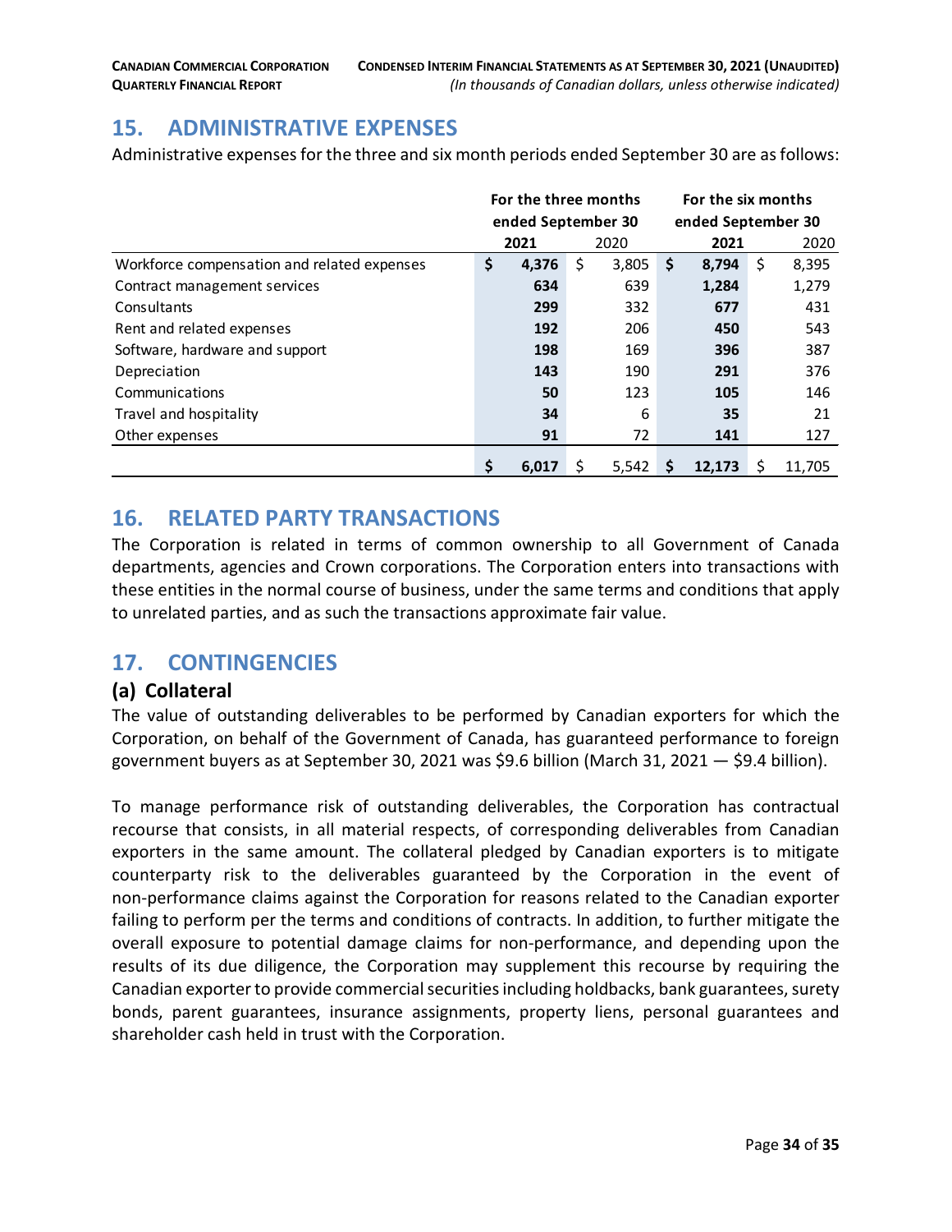## 15. ADMINISTRATIVE EXPENSES

Administrative expenses for the three and six month periods ended September 30 are as follows:

| | For the three months ended September 30 | | For the six months ended September 30 | |
|---|---|---|---|---|
| | **2021** | 2020 | **2021** | 2020 |
| Workforce compensation and related expenses | **$ 4,376** | $ 3,805 | **$ 8,794** | $ 8,395 |
| Contract management services | **634** | 639 | **1,284** | 1,279 |
| Consultants | **299** | 332 | **677** | 431 |
| Rent and related expenses | **192** | 206 | **450** | 543 |
| Software, hardware and support | **198** | 169 | **396** | 387 |
| Depreciation | **143** | 190 | **291** | 376 |
| Communications | **50** | 123 | **105** | 146 |
| Travel and hospitality | **34** | 6 | **35** | 21 |
| Other expenses | **91** | 72 | **141** | 127 |
| | **$ 6,017** | $ 5,542 | **$ 12,173** | $ 11,705 |

## 16. RELATED PARTY TRANSACTIONS

The Corporation is related in terms of common ownership to all Government of Canada departments, agencies and Crown corporations. The Corporation enters into transactions with these entities in the normal course of business, under the same terms and conditions that apply to unrelated parties, and as such the transactions approximate fair value.

## 17. CONTINGENCIES

### (a) Collateral

The value of outstanding deliverables to be performed by Canadian exporters for which the Corporation, on behalf of the Government of Canada, has guaranteed performance to foreign government buyers as at September 30, 2021 was $9.6 billion (March 31, 2021 — $9.4 billion).

To manage performance risk of outstanding deliverables, the Corporation has contractual recourse that consists, in all material respects, of corresponding deliverables from Canadian exporters in the same amount. The collateral pledged by Canadian exporters is to mitigate counterparty risk to the deliverables guaranteed by the Corporation in the event of non-performance claims against the Corporation for reasons related to the Canadian exporter failing to perform per the terms and conditions of contracts. In addition, to further mitigate the overall exposure to potential damage claims for non-performance, and depending upon the results of its due diligence, the Corporation may supplement this recourse by requiring the Canadian exporter to provide commercial securities including holdbacks, bank guarantees, surety bonds, parent guarantees, insurance assignments, property liens, personal guarantees and shareholder cash held in trust with the Corporation.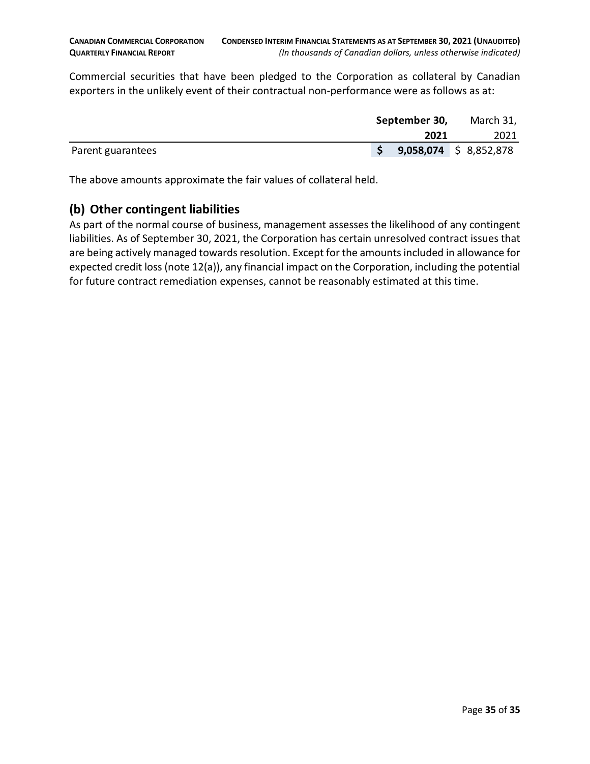Commercial securities that have been pledged to the Corporation as collateral by Canadian exporters in the unlikely event of their contractual non-performance were as follows as at:

| | **September 30, 2021** | March 31, 2021 |
|---|---|---|
| Parent guarantees | **$ 9,058,074** | $ 8,852,878 |

The above amounts approximate the fair values of collateral held.

## (b) Other contingent liabilities

As part of the normal course of business, management assesses the likelihood of any contingent liabilities. As of September 30, 2021, the Corporation has certain unresolved contract issues that are being actively managed towards resolution. Except for the amounts included in allowance for expected credit loss (note 12(a)), any financial impact on the Corporation, including the potential for future contract remediation expenses, cannot be reasonably estimated at this time.